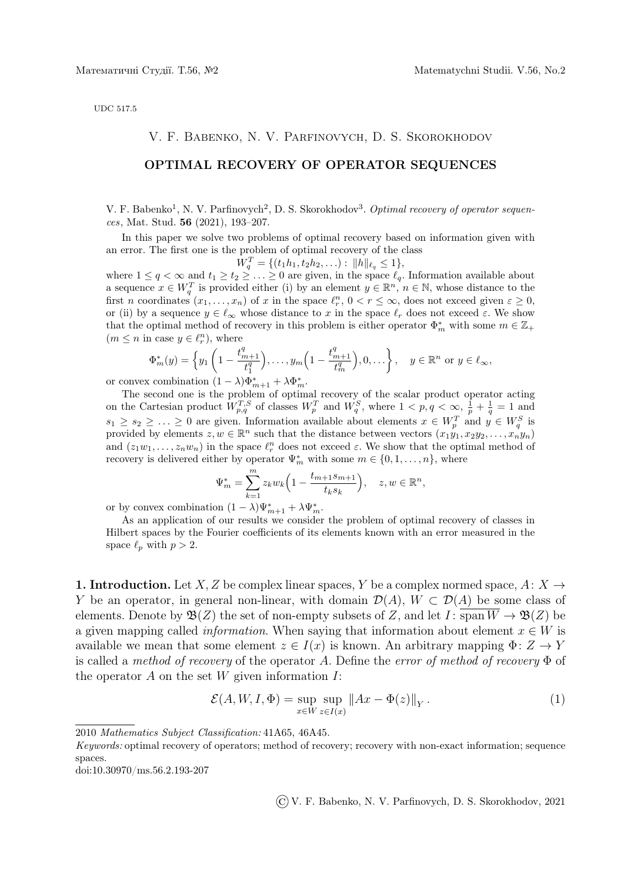UDC 517.5

V. F. Babenko, N. V. Parfinovych, D. S. Skorokhodov

# OPTIMAL RECOVERY OF OPERATOR SEQUENCES

V. F. Babenko[1], N. V. Parfinovych[2], D. S. Skorokhodov[3]. *Optimal recovery of operator sequences*, Mat. Stud. **56** (2021), 193–207.

In this paper we solve two problems of optimal recovery based on information given with an error. The first one is the problem of optimal recovery of the class

$$W_q^T = \{(t_1h_1, t_2h_2, \ldots): \|h\|_{\ell_q} \le 1\},$$

where $1 \le q < \infty$ and $t_1 \ge t_2 \ge \ldots \ge 0$ are given, in the space $\ell_q$. Information available about a sequence $x \in W_q^T$ is provided either (i) by an element $y \in \mathbb{R}^n$, $n \in \mathbb{N}$, whose distance to the first $n$ coordinates $(x_1, \ldots, x_n)$ of $x$ in the space $\ell_r^n$, $0 < r \le \infty$, does not exceed given $\varepsilon \ge 0$, or (ii) by a sequence $y \in \ell_\infty$ whose distance to $x$ in the space $\ell_r$ does not exceed $\varepsilon$. We show that the optimal method of recovery in this problem is either operator $\Phi_m^*$ with some $m \in \mathbb{Z}_+$ ($m \le n$ in case $y \in \ell_r^n$), where

$$\Phi_m^*(y) = \left\{y_1\left(1 - \frac{t_{m+1}^q}{t_1^q}\right), \ldots, y_m\Big(1 - \frac{t_{m+1}^q}{t_m^q}\Big), 0, \ldots\right\}, \quad y \in \mathbb{R}^n \text{ or } y \in \ell_\infty,$$

or convex combination $(1-\lambda)\Phi_{m+1}^* + \lambda\Phi_m^*$.

The second one is the problem of optimal recovery of the scalar product operator acting on the Cartesian product $W_{p,q}^{T,S}$ of classes $W_p^T$ and $W_q^S$, where $1 < p, q < \infty$, $\frac{1}{p} + \frac{1}{q} = 1$ and $s_1 \ge s_2 \ge \ldots \ge 0$ are given. Information available about elements $x \in W_p^T$ and $y \in W_q^S$ is provided by elements $z, w \in \mathbb{R}^n$ such that the distance between vectors $(x_1y_1, x_2y_2, \ldots, x_ny_n)$ and $(z_1w_1, \ldots, z_nw_n)$ in the space $\ell_r^n$ does not exceed $\varepsilon$. We show that the optimal method of recovery is delivered either by operator $\Psi_m^*$ with some $m \in \{0, 1, \ldots, n\}$, where

$$\Psi_m^* = \sum_{k=1}^m z_kw_k\Big(1 - \frac{t_{m+1}s_{m+1}}{t_ks_k}\Big), \quad z, w \in \mathbb{R}^n,$$

or by convex combination $(1-\lambda)\Psi_{m+1}^* + \lambda\Psi_m^*$.

As an application of our results we consider the problem of optimal recovery of classes in Hilbert spaces by the Fourier coefficients of its elements known with an error measured in the space $\ell_p$ with $p > 2$.

**1. Introduction.** Let $X, Z$ be complex linear spaces, $Y$ be a complex normed space, $A\colon X \to Y$ be an operator, in general non-linear, with domain $\mathcal{D}(A)$, $W \subset \mathcal{D}(A)$ be some class of elements. Denote by $\mathfrak{B}(Z)$ the set of non-empty subsets of $Z$, and let $I\colon \overline{\operatorname{span} W} \to \mathfrak{B}(Z)$ be a given mapping called *information*. When saying that information about element $x \in W$ is available we mean that some element $z \in I(x)$ is known. An arbitrary mapping $\Phi\colon Z \to Y$ is called a *method of recovery* of the operator $A$. Define the *error of method of recovery* $\Phi$ of the operator $A$ on the set $W$ given information $I$:

$$\mathcal{E}(A, W, I, \Phi) = \sup_{x \in W} \sup_{z \in I(x)} \|Ax - \Phi(z)\|_Y. \tag{1}$$

---

2010 *Mathematics Subject Classification:* 41A65, 46A45.

*Keywords:* optimal recovery of operators; method of recovery; recovery with non-exact information; sequence spaces.

doi:10.30970/ms.56.2.193-207

© V. F. Babenko, N. V. Parfinovych, D. S. Skorokhodov, 2021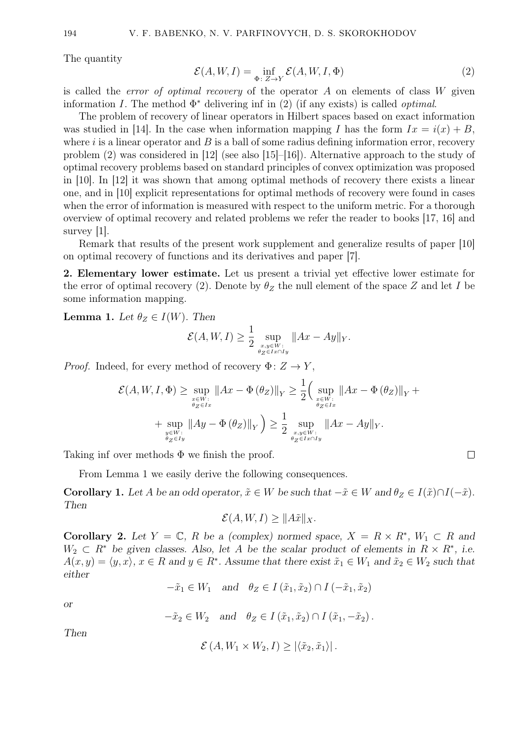The quantity

$$\mathcal{E}(A, W, I) = \inf_{\Phi\colon Z \to Y} \mathcal{E}(A, W, I, \Phi) \tag{2}$$

is called the *error of optimal recovery* of the operator $A$ on elements of class $W$ given information $I$. The method $\Phi^*$ delivering inf in (2) (if any exists) is called *optimal*.

The problem of recovery of linear operators in Hilbert spaces based on exact information was studied in [14]. In the case when information mapping $I$ has the form $Ix = i(x) + B$, where $i$ is a linear operator and $B$ is a ball of some radius defining information error, recovery problem (2) was considered in [12] (see also [15]–[16]). Alternative approach to the study of optimal recovery problems based on standard principles of convex optimization was proposed in [10]. In [12] it was shown that among optimal methods of recovery there exists a linear one, and in [10] explicit representations for optimal methods of recovery were found in cases when the error of information is measured with respect to the uniform metric. For a thorough overview of optimal recovery and related problems we refer the reader to books [17, 16] and survey [1].

Remark that results of the present work supplement and generalize results of paper [10] on optimal recovery of functions and its derivatives and paper [7].

**2. Elementary lower estimate.** Let us present a trivial yet effective lower estimate for the error of optimal recovery (2). Denote by $\theta_Z$ the null element of the space $Z$ and let $I$ be some information mapping.

**Lemma 1.** *Let $\theta_Z \in I(W)$. Then*

$$\mathcal{E}(A, W, I) \geq \frac{1}{2} \sup_{\substack{x,y \in W:\\ \theta_Z \in Ix \cap Iy}} \|Ax - Ay\|_Y.$$

*Proof.* Indeed, for every method of recovery $\Phi\colon Z \to Y$,

$$\mathcal{E}(A, W, I, \Phi) \geq \sup_{\substack{x \in W:\\ \theta_Z \in Ix}} \|Ax - \Phi(\theta_Z)\|_Y \geq \frac{1}{2}\Big( \sup_{\substack{x \in W:\\ \theta_Z \in Ix}} \|Ax - \Phi(\theta_Z)\|_Y + $$

$$+ \sup_{\substack{y \in W:\\ \theta_Z \in Iy}} \|Ay - \Phi(\theta_Z)\|_Y \Big) \geq \frac{1}{2} \sup_{\substack{x,y \in W:\\ \theta_Z \in Ix \cap Iy}} \|Ax - Ay\|_Y.$$

Taking inf over methods $\Phi$ we finish the proof. ∎

From Lemma 1 we easily derive the following consequences.

**Corollary 1.** *Let $A$ be an odd operator, $\tilde{x} \in W$ be such that $-\tilde{x} \in W$ and $\theta_Z \in I(\tilde{x}) \cap I(-\tilde{x})$. Then*

$$\mathcal{E}(A, W, I) \geq \|A\tilde{x}\|_X.$$

**Corollary 2.** *Let $Y = \mathbb{C}$, $R$ be a (complex) normed space, $X = R \times R^*$, $W_1 \subset R$ and $W_2 \subset R^*$ be given classes. Also, let $A$ be the scalar product of elements in $R \times R^*$, i.e. $A(x, y) = \langle y, x \rangle$, $x \in R$ and $y \in R^*$. Assume that there exist $\tilde{x}_1 \in W_1$ and $\tilde{x}_2 \in W_2$ such that either*

$$-\tilde{x}_1 \in W_1 \quad \text{and} \quad \theta_Z \in I(\tilde{x}_1, \tilde{x}_2) \cap I(-\tilde{x}_1, \tilde{x}_2)$$

*or*

$$-\tilde{x}_2 \in W_2 \quad \text{and} \quad \theta_Z \in I(\tilde{x}_1, \tilde{x}_2) \cap I(\tilde{x}_1, -\tilde{x}_2).$$

*Then*

$$\mathcal{E}(A, W_1 \times W_2, I) \geq |\langle \tilde{x}_2, \tilde{x}_1 \rangle|.$$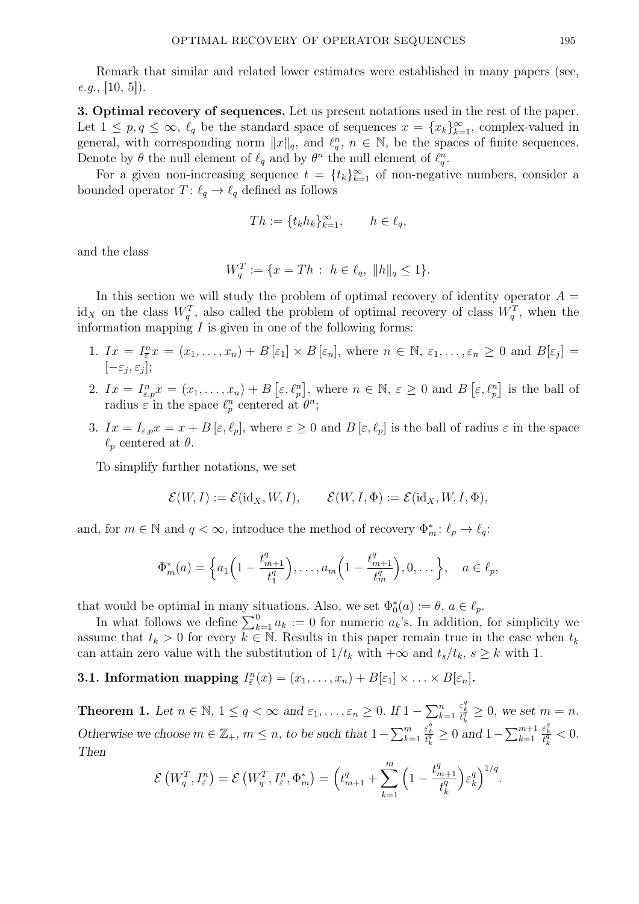Remark that similar and related lower estimates were established in many papers (see, *e.g.*, [10, 5]).

**3. Optimal recovery of sequences.** Let us present notations used in the rest of the paper. Let $1 \le p, q \le \infty$, $\ell_q$ be the standard space of sequences $x = \{x_k\}_{k=1}^\infty$, complex-valued in general, with corresponding norm $\|x\|_q$, and $\ell_q^n$, $n \in \mathbb{N}$, be the spaces of finite sequences. Denote by $\theta$ the null element of $\ell_q$ and by $\theta^n$ the null element of $\ell_q^n$.

For a given non-increasing sequence $t = \{t_k\}_{k=1}^\infty$ of non-negative numbers, consider a bounded operator $T\colon \ell_q \to \ell_q$ defined as follows

$$Th := \{t_k h_k\}_{k=1}^\infty, \qquad h \in \ell_q,$$

and the class

$$W_q^T := \{x = Th \,:\, h \in \ell_q,\ \|h\|_q \le 1\}.$$

In this section we will study the problem of optimal recovery of identity operator $A = \mathrm{id}_X$ on the class $W_q^T$, also called the problem of optimal recovery of class $W_q^T$, when the information mapping $I$ is given in one of the following forms:

1. $Ix = I_{\bar{\varepsilon}}^n x = (x_1, \ldots, x_n) + B\left[\varepsilon_1\right] \times B\left[\varepsilon_n\right]$, where $n \in \mathbb{N}$, $\varepsilon_1, \ldots, \varepsilon_n \ge 0$ and $B[\varepsilon_j] = [-\varepsilon_j, \varepsilon_j]$;
2. $Ix = I_{\varepsilon,p}^n x = (x_1, \ldots, x_n) + B\left[\varepsilon, \ell_p^n\right]$, where $n \in \mathbb{N}$, $\varepsilon \ge 0$ and $B\left[\varepsilon, \ell_p^n\right]$ is the ball of radius $\varepsilon$ in the space $\ell_p^n$ centered at $\theta^n$;
3. $Ix = I_{\varepsilon,p} x = x + B\left[\varepsilon, \ell_p\right]$, where $\varepsilon \ge 0$ and $B\left[\varepsilon, \ell_p\right]$ is the ball of radius $\varepsilon$ in the space $\ell_p$ centered at $\theta$.

To simplify further notations, we set

$$\mathcal{E}(W, I) := \mathcal{E}(\mathrm{id}_X, W, I), \qquad \mathcal{E}(W, I, \Phi) := \mathcal{E}(\mathrm{id}_X, W, I, \Phi),$$

and, for $m \in \mathbb{N}$ and $q < \infty$, introduce the method of recovery $\Phi_m^*\colon \ell_p \to \ell_q$:

$$\Phi_m^*(a) = \left\{a_1\Big(1 - \frac{t_{m+1}^q}{t_1^q}\Big), \ldots, a_m\Big(1 - \frac{t_{m+1}^q}{t_m^q}\Big), 0, \ldots\right\}, \quad a \in \ell_p,$$

that would be optimal in many situations. Also, we set $\Phi_0^*(a) := \theta$, $a \in \ell_p$.

In what follows we define $\sum_{k=1}^0 a_k := 0$ for numeric $a_k$'s. In addition, for simplicity we assume that $t_k > 0$ for every $k \in \mathbb{N}$. Results in this paper remain true in the case when $t_k$ can attain zero value with the substitution of $1/t_k$ with $+\infty$ and $t_s/t_k$, $s \ge k$ with 1.

**3.1. Information mapping $I_{\bar{\varepsilon}}^n(x) = (x_1, \ldots, x_n) + B[\varepsilon_1] \times \ldots \times B[\varepsilon_n]$.**

**Theorem 1.** *Let $n \in \mathbb{N}$, $1 \le q < \infty$ and $\varepsilon_1, \ldots, \varepsilon_n \ge 0$. If $1 - \sum_{k=1}^n \frac{\varepsilon_k^q}{t_k^q} \ge 0$, we set $m = n$. Otherwise we choose $m \in \mathbb{Z}_+$, $m \le n$, to be such that $1 - \sum_{k=1}^m \frac{\varepsilon_k^q}{t_k^q} \ge 0$ and $1 - \sum_{k=1}^{m+1} \frac{\varepsilon_k^q}{t_k^q} < 0$. Then*

$$\mathcal{E}\left(W_q^T, I_{\bar{\varepsilon}}^n\right) = \mathcal{E}\left(W_q^T, I_{\bar{\varepsilon}}^n, \Phi_m^*\right) = \Big(t_{m+1}^q + \sum_{k=1}^m \Big(1 - \frac{t_{m+1}^q}{t_k^q}\Big)\varepsilon_k^q\Big)^{1/q}.$$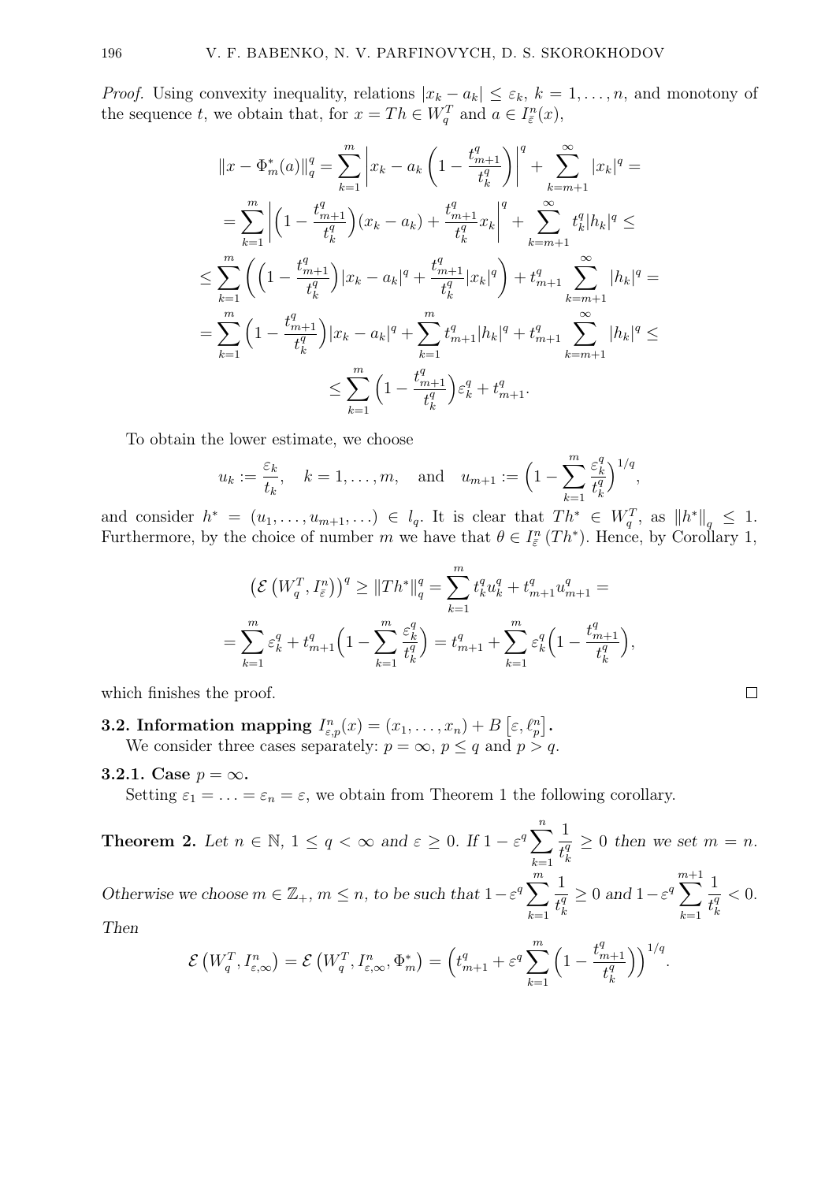*Proof.* Using convexity inequality, relations $|x_k - a_k| \le \varepsilon_k$, $k = 1, \ldots, n$, and monotony of the sequence $t$, we obtain that, for $x = Th \in W_q^T$ and $a \in I_{\bar\varepsilon}^n(x)$,

$$
\begin{aligned}
\|x - \Phi_m^*(a)\|_q^q &= \sum_{k=1}^m \left| x_k - a_k \left(1 - \frac{t_{m+1}^q}{t_k^q}\right)\right|^q + \sum_{k=m+1}^\infty |x_k|^q = \\
&= \sum_{k=1}^m \left| \Big(1 - \frac{t_{m+1}^q}{t_k^q}\Big)(x_k - a_k) + \frac{t_{m+1}^q}{t_k^q} x_k \right|^q + \sum_{k=m+1}^\infty t_k^q |h_k|^q \le \\
&\le \sum_{k=1}^m \left( \Big(1 - \frac{t_{m+1}^q}{t_k^q}\Big)|x_k - a_k|^q + \frac{t_{m+1}^q}{t_k^q}|x_k|^q \right) + t_{m+1}^q \sum_{k=m+1}^\infty |h_k|^q = \\
&= \sum_{k=1}^m \Big(1 - \frac{t_{m+1}^q}{t_k^q}\Big)|x_k - a_k|^q + \sum_{k=1}^m t_{m+1}^q |h_k|^q + t_{m+1}^q \sum_{k=m+1}^\infty |h_k|^q \le \\
&\le \sum_{k=1}^m \Big(1 - \frac{t_{m+1}^q}{t_k^q}\Big)\varepsilon_k^q + t_{m+1}^q.
\end{aligned}
$$

To obtain the lower estimate, we choose

$$
u_k := \frac{\varepsilon_k}{t_k}, \quad k = 1, \ldots, m, \quad \text{and} \quad u_{m+1} := \Big(1 - \sum_{k=1}^m \frac{\varepsilon_k^q}{t_k^q}\Big)^{1/q},
$$

and consider $h^* = (u_1, \ldots, u_{m+1}, \ldots) \in l_q$. It is clear that $Th^* \in W_q^T$, as $\|h^*\|_q \le 1$. Furthermore, by the choice of number $m$ we have that $\theta \in I_{\bar\varepsilon}^n(Th^*)$. Hence, by Corollary 1,

$$
\begin{aligned}
\left(\mathcal{E}\left(W_q^T, I_{\bar\varepsilon}^n\right)\right)^q &\ge \|Th^*\|_q^q = \sum_{k=1}^m t_k^q u_k^q + t_{m+1}^q u_{m+1}^q = \\
&= \sum_{k=1}^m \varepsilon_k^q + t_{m+1}^q \Big(1 - \sum_{k=1}^m \frac{\varepsilon_k^q}{t_k^q}\Big) = t_{m+1}^q + \sum_{k=1}^m \varepsilon_k^q \Big(1 - \frac{t_{m+1}^q}{t_k^q}\Big),
\end{aligned}
$$

which finishes the proof. $\square$

### 3.2. Information mapping $I_{\varepsilon,p}^n(x) = (x_1, \ldots, x_n) + B\left[\varepsilon, \ell_p^n\right]$.

We consider three cases separately: $p = \infty$, $p \le q$ and $p > q$.

#### 3.2.1. Case $p = \infty$.

Setting $\varepsilon_1 = \ldots = \varepsilon_n = \varepsilon$, we obtain from Theorem 1 the following corollary.

**Theorem 2.** *Let $n \in \mathbb{N}$, $1 \le q < \infty$ and $\varepsilon \ge 0$. If $1 - \varepsilon^q \sum_{k=1}^n \frac{1}{t_k^q} \ge 0$ then we set $m = n$. Otherwise we choose $m \in \mathbb{Z}_+$, $m \le n$, to be such that $1 - \varepsilon^q \sum_{k=1}^m \frac{1}{t_k^q} \ge 0$ and $1 - \varepsilon^q \sum_{k=1}^{m+1} \frac{1}{t_k^q} < 0$. Then*

$$
\mathcal{E}\left(W_q^T, I_{\varepsilon,\infty}^n\right) = \mathcal{E}\left(W_q^T, I_{\varepsilon,\infty}^n, \Phi_m^*\right) = \Big(t_{m+1}^q + \varepsilon^q \sum_{k=1}^m \Big(1 - \frac{t_{m+1}^q}{t_k^q}\Big)\Big)^{1/q}.
$$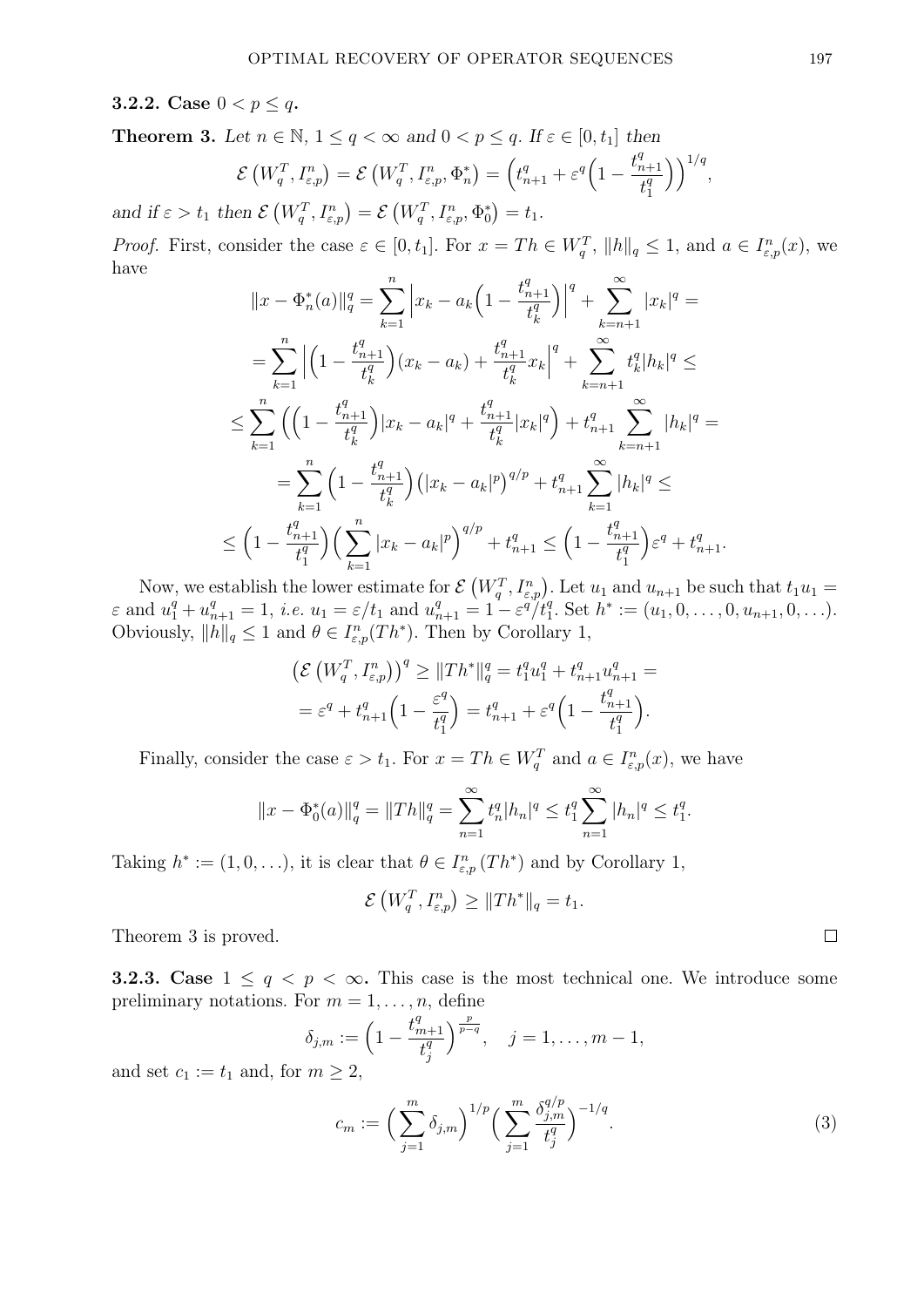**3.2.2. Case $0 < p \le q$.**

**Theorem 3.** *Let $n \in \mathbb{N}$, $1 \le q < \infty$ and $0 < p \le q$. If $\varepsilon \in [0, t_1]$ then*

$$\mathcal{E}\left(W_q^T, I_{\varepsilon,p}^n\right) = \mathcal{E}\left(W_q^T, I_{\varepsilon,p}^n, \Phi_n^*\right) = \left(t_{n+1}^q + \varepsilon^q\Big(1 - \frac{t_{n+1}^q}{t_1^q}\Big)\right)^{1/q},$$

*and if $\varepsilon > t_1$ then $\mathcal{E}\left(W_q^T, I_{\varepsilon,p}^n\right) = \mathcal{E}\left(W_q^T, I_{\varepsilon,p}^n, \Phi_0^*\right) = t_1$.*

*Proof.* First, consider the case $\varepsilon \in [0, t_1]$. For $x = Th \in W_q^T$, $\|h\|_q \le 1$, and $a \in I_{\varepsilon,p}^n(x)$, we have

$$\begin{aligned}
\|x - \Phi_n^*(a)\|_q^q &= \sum_{k=1}^n \Big| x_k - a_k\Big(1 - \frac{t_{n+1}^q}{t_k^q}\Big)\Big|^q + \sum_{k=n+1}^\infty |x_k|^q = \\
&= \sum_{k=1}^n \Big|\Big(1 - \frac{t_{n+1}^q}{t_k^q}\Big)(x_k - a_k) + \frac{t_{n+1}^q}{t_k^q} x_k\Big|^q + \sum_{k=n+1}^\infty t_k^q |h_k|^q \le \\
&\le \sum_{k=1}^n \Big(\Big(1 - \frac{t_{n+1}^q}{t_k^q}\Big)|x_k - a_k|^q + \frac{t_{n+1}^q}{t_k^q}|x_k|^q\Big) + t_{n+1}^q \sum_{k=n+1}^\infty |h_k|^q = \\
&= \sum_{k=1}^n \Big(1 - \frac{t_{n+1}^q}{t_k^q}\Big)\big(|x_k - a_k|^p\big)^{q/p} + t_{n+1}^q \sum_{k=1}^\infty |h_k|^q \le \\
&\le \Big(1 - \frac{t_{n+1}^q}{t_1^q}\Big)\Big(\sum_{k=1}^n |x_k - a_k|^p\Big)^{q/p} + t_{n+1}^q \le \Big(1 - \frac{t_{n+1}^q}{t_1^q}\Big)\varepsilon^q + t_{n+1}^q.
\end{aligned}$$

Now, we establish the lower estimate for $\mathcal{E}\left(W_q^T, I_{\varepsilon,p}^n\right)$. Let $u_1$ and $u_{n+1}$ be such that $t_1 u_1 = \varepsilon$ and $u_1^q + u_{n+1}^q = 1$, *i.e.* $u_1 = \varepsilon / t_1$ and $u_{n+1}^q = 1 - \varepsilon^q / t_1^q$. Set $h^* := (u_1, 0, \ldots, 0, u_{n+1}, 0, \ldots)$. Obviously, $\|h\|_q \le 1$ and $\theta \in I_{\varepsilon,p}^n(Th^*)$. Then by Corollary 1,

$$\begin{aligned}
\left(\mathcal{E}\left(W_q^T, I_{\varepsilon,p}^n\right)\right)^q &\ge \|Th^*\|_q^q = t_1^q u_1^q + t_{n+1}^q u_{n+1}^q = \\
&= \varepsilon^q + t_{n+1}^q \Big(1 - \frac{\varepsilon^q}{t_1^q}\Big) = t_{n+1}^q + \varepsilon^q \Big(1 - \frac{t_{n+1}^q}{t_1^q}\Big).
\end{aligned}$$

Finally, consider the case $\varepsilon > t_1$. For $x = Th \in W_q^T$ and $a \in I_{\varepsilon,p}^n(x)$, we have

$$\|x - \Phi_0^*(a)\|_q^q = \|Th\|_q^q = \sum_{n=1}^\infty t_n^q |h_n|^q \le t_1^q \sum_{n=1}^\infty |h_n|^q \le t_1^q.$$

Taking $h^* := (1, 0, \ldots)$, it is clear that $\theta \in I_{\varepsilon,p}^n(Th^*)$ and by Corollary 1,

$$\mathcal{E}\left(W_q^T, I_{\varepsilon,p}^n\right) \ge \|Th^*\|_q = t_1.$$

Theorem 3 is proved. □

**3.2.3. Case $1 \le q < p < \infty$.** This case is the most technical one. We introduce some preliminary notations. For $m = 1, \ldots, n$, define

$$\delta_{j,m} := \Big(1 - \frac{t_{m+1}^q}{t_j^q}\Big)^{\frac{p}{p-q}}, \quad j = 1, \ldots, m-1,$$

and set $c_1 := t_1$ and, for $m \ge 2$,

$$c_m := \Big(\sum_{j=1}^m \delta_{j,m}\Big)^{1/p} \Big(\sum_{j=1}^m \frac{\delta_{j,m}^{q/p}}{t_j^q}\Big)^{-1/q}. \tag{3}$$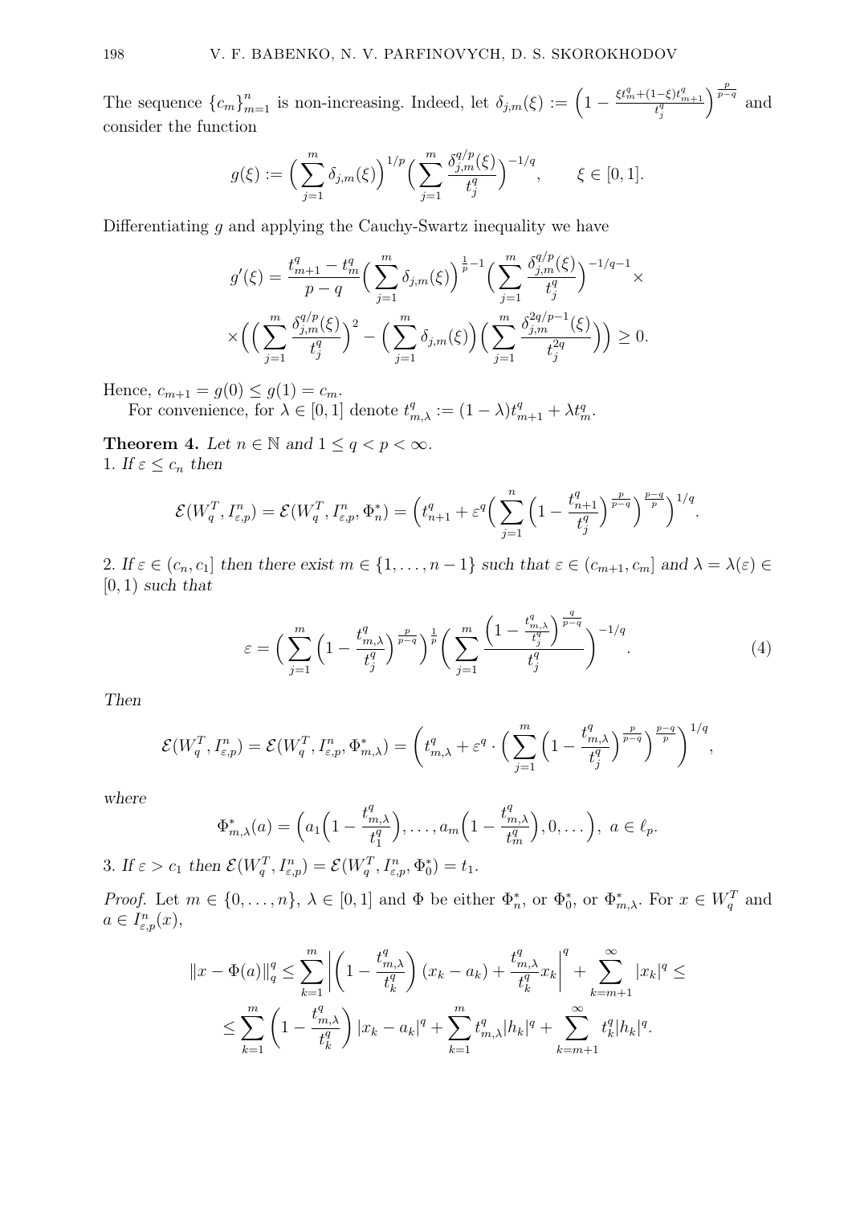The sequence $\{c_m\}_{m=1}^n$ is non-increasing. Indeed, let $\delta_{j,m}(\xi) := \left(1 - \frac{\xi t_m^q + (1-\xi) t_{m+1}^q}{t_j^q}\right)^{\frac{p}{p-q}}$ and consider the function

$$g(\xi) := \Big(\sum_{j=1}^m \delta_{j,m}(\xi)\Big)^{1/p} \Big(\sum_{j=1}^m \frac{\delta_{j,m}^{q/p}(\xi)}{t_j^q}\Big)^{-1/q}, \qquad \xi \in [0,1].$$

Differentiating $g$ and applying the Cauchy-Swartz inequality we have

$$g'(\xi) = \frac{t_{m+1}^q - t_m^q}{p-q} \Big(\sum_{j=1}^m \delta_{j,m}(\xi)\Big)^{\frac{1}{p}-1} \Big(\sum_{j=1}^m \frac{\delta_{j,m}^{q/p}(\xi)}{t_j^q}\Big)^{-1/q-1} \times$$
$$\times \Big(\Big(\sum_{j=1}^m \frac{\delta_{j,m}^{q/p}(\xi)}{t_j^q}\Big)^2 - \Big(\sum_{j=1}^m \delta_{j,m}(\xi)\Big)\Big(\sum_{j=1}^m \frac{\delta_{j,m}^{2q/p-1}(\xi)}{t_j^{2q}}\Big)\Big) \geq 0.$$

Hence, $c_{m+1} = g(0) \leq g(1) = c_m$.

For convenience, for $\lambda \in [0,1]$ denote $t_{m,\lambda}^q := (1-\lambda) t_{m+1}^q + \lambda t_m^q$.

**Theorem 4.** *Let $n \in \mathbb{N}$ and $1 \leq q < p < \infty$.*
*1. If $\varepsilon \leq c_n$ then*

$$\mathcal{E}(W_q^T, I_{\varepsilon,p}^n) = \mathcal{E}(W_q^T, I_{\varepsilon,p}^n, \Phi_n^*) = \Big(t_{n+1}^q + \varepsilon^q \Big(\sum_{j=1}^n \Big(1 - \frac{t_{n+1}^q}{t_j^q}\Big)^{\frac{p}{p-q}}\Big)^{\frac{p-q}{p}}\Big)^{1/q}.$$

*2. If $\varepsilon \in (c_n, c_1]$ then there exist $m \in \{1, \ldots, n-1\}$ such that $\varepsilon \in (c_{m+1}, c_m]$ and $\lambda = \lambda(\varepsilon) \in [0,1)$ such that*

$$\varepsilon = \Big(\sum_{j=1}^m \Big(1 - \frac{t_{m,\lambda}^q}{t_j^q}\Big)^{\frac{p}{p-q}}\Big)^{\frac{1}{p}} \Big(\sum_{j=1}^m \frac{\Big(1 - \frac{t_{m,\lambda}^q}{t_j^q}\Big)^{\frac{q}{p-q}}}{t_j^q}\Big)^{-1/q}. \tag{4}$$

*Then*

$$\mathcal{E}(W_q^T, I_{\varepsilon,p}^n) = \mathcal{E}(W_q^T, I_{\varepsilon,p}^n, \Phi_{m,\lambda}^*) = \left(t_{m,\lambda}^q + \varepsilon^q \cdot \Big(\sum_{j=1}^m \Big(1 - \frac{t_{m,\lambda}^q}{t_j^q}\Big)^{\frac{p}{p-q}}\Big)^{\frac{p-q}{p}}\right)^{1/q},$$

*where*

$$\Phi_{m,\lambda}^*(a) = \Big(a_1\Big(1 - \frac{t_{m,\lambda}^q}{t_1^q}\Big), \ldots, a_m\Big(1 - \frac{t_{m,\lambda}^q}{t_m^q}\Big), 0, \ldots\Big),\ a \in \ell_p.$$

*3. If $\varepsilon > c_1$ then $\mathcal{E}(W_q^T, I_{\varepsilon,p}^n) = \mathcal{E}(W_q^T, I_{\varepsilon,p}^n, \Phi_0^*) = t_1$.*

*Proof.* Let $m \in \{0, \ldots, n\}$, $\lambda \in [0,1]$ and $\Phi$ be either $\Phi_n^*$, or $\Phi_0^*$, or $\Phi_{m,\lambda}^*$. For $x \in W_q^T$ and $a \in I_{\varepsilon,p}^n(x)$,

$$\|x - \Phi(a)\|_q^q \leq \sum_{k=1}^m \left|\left(1 - \frac{t_{m,\lambda}^q}{t_k^q}\right)(x_k - a_k) + \frac{t_{m,\lambda}^q}{t_k^q} x_k\right|^q + \sum_{k=m+1}^\infty |x_k|^q \leq$$
$$\leq \sum_{k=1}^m \left(1 - \frac{t_{m,\lambda}^q}{t_k^q}\right)|x_k - a_k|^q + \sum_{k=1}^m t_{m,\lambda}^q |h_k|^q + \sum_{k=m+1}^\infty t_k^q |h_k|^q.$$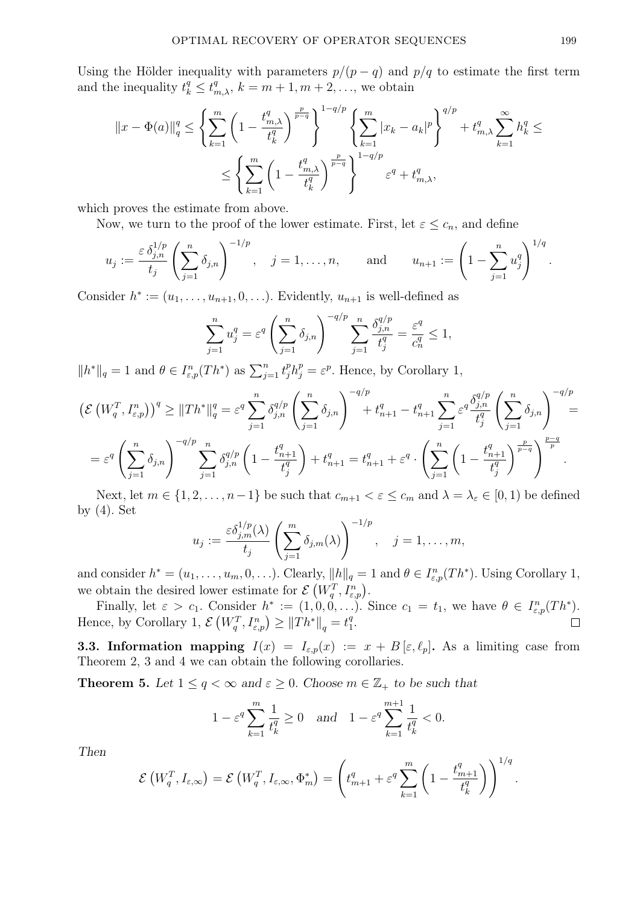Using the Hölder inequality with parameters $p/(p-q)$ and $p/q$ to estimate the first term and the inequality $t_k^q \le t_{m,\lambda}^q$, $k = m+1, m+2, \ldots$, we obtain

$$\|x - \Phi(a)\|_q^q \le \left\{ \sum_{k=1}^m \left(1 - \frac{t_{m,\lambda}^q}{t_k^q}\right)^{\frac{p}{p-q}} \right\}^{1-q/p} \left\{ \sum_{k=1}^m |x_k - a_k|^p \right\}^{q/p} + t_{m,\lambda}^q \sum_{k=1}^\infty h_k^q \le$$

$$\le \left\{ \sum_{k=1}^m \left(1 - \frac{t_{m,\lambda}^q}{t_k^q}\right)^{\frac{p}{p-q}} \right\}^{1-q/p} \varepsilon^q + t_{m,\lambda}^q,$$

which proves the estimate from above.

Now, we turn to the proof of the lower estimate. First, let $\varepsilon \le c_n$, and define

$$u_j := \frac{\varepsilon\, \delta_{j,n}^{1/p}}{t_j} \left( \sum_{j=1}^n \delta_{j,n} \right)^{-1/p}, \quad j = 1, \ldots, n, \qquad \text{and} \qquad u_{n+1} := \left( 1 - \sum_{j=1}^n u_j^q \right)^{1/q}.$$

Consider $h^* := (u_1, \ldots, u_{n+1}, 0, \ldots)$. Evidently, $u_{n+1}$ is well-defined as

$$\sum_{j=1}^n u_j^q = \varepsilon^q \left( \sum_{j=1}^n \delta_{j,n} \right)^{-q/p} \sum_{j=1}^n \frac{\delta_{j,n}^{q/p}}{t_j^q} = \frac{\varepsilon^q}{c_n^q} \le 1,$$

$\|h^*\|_q = 1$ and $\theta \in I_{\varepsilon,p}^n(Th^*)$ as $\sum_{j=1}^n t_j^p h_j^p = \varepsilon^p$. Hence, by Corollary 1,

$$\left(\mathcal{E}\left(W_q^T, I_{\varepsilon,p}^n\right)\right)^q \ge \|Th^*\|_q^q = \varepsilon^q \sum_{j=1}^n \delta_{j,n}^{q/p} \left( \sum_{j=1}^n \delta_{j,n} \right)^{-q/p} + t_{n+1}^q - t_{n+1}^q \sum_{j=1}^n \varepsilon^q \frac{\delta_{j,n}^{q/p}}{t_j^q} \left( \sum_{j=1}^n \delta_{j,n} \right)^{-q/p} =$$

$$= \varepsilon^q \left( \sum_{j=1}^n \delta_{j,n} \right)^{-q/p} \sum_{j=1}^n \delta_{j,n}^{q/p} \left( 1 - \frac{t_{n+1}^q}{t_j^q} \right) + t_{n+1}^q = t_{n+1}^q + \varepsilon^q \cdot \left( \sum_{j=1}^n \left( 1 - \frac{t_{n+1}^q}{t_j^q} \right)^{\frac{p}{p-q}} \right)^{\frac{p-q}{p}}.$$

Next, let $m \in \{1, 2, \ldots, n-1\}$ be such that $c_{m+1} < \varepsilon \le c_m$ and $\lambda = \lambda_\varepsilon \in [0, 1)$ be defined by (4). Set

$$u_j := \frac{\varepsilon \delta_{j,m}^{1/p}(\lambda)}{t_j} \left( \sum_{j=1}^m \delta_{j,m}(\lambda) \right)^{-1/p}, \quad j = 1, \ldots, m,$$

and consider $h^* = (u_1, \ldots, u_m, 0, \ldots)$. Clearly, $\|h\|_q = 1$ and $\theta \in I_{\varepsilon,p}^n(Th^*)$. Using Corollary 1, we obtain the desired lower estimate for $\mathcal{E}\left(W_q^T, I_{\varepsilon,p}^n\right)$.

Finally, let $\varepsilon > c_1$. Consider $h^* := (1, 0, 0, \ldots)$. Since $c_1 = t_1$, we have $\theta \in I_{\varepsilon,p}^n(Th^*)$. Hence, by Corollary 1, $\mathcal{E}\left(W_q^T, I_{\varepsilon,p}^n\right) \ge \|Th^*\|_q = t_1^q$. $\square$

**3.3. Information mapping $I(x) = I_{\varepsilon,p}(x) := x + B[\varepsilon, \ell_p]$.** As a limiting case from Theorem 2, 3 and 4 we can obtain the following corollaries.

**Theorem 5.** *Let $1 \le q < \infty$ and $\varepsilon \ge 0$. Choose $m \in \mathbb{Z}_+$ to be such that*

$$1 - \varepsilon^q \sum_{k=1}^m \frac{1}{t_k^q} \ge 0 \quad \textit{and} \quad 1 - \varepsilon^q \sum_{k=1}^{m+1} \frac{1}{t_k^q} < 0.$$

*Then*

$$\mathcal{E}\left(W_q^T, I_{\varepsilon,\infty}\right) = \mathcal{E}\left(W_q^T, I_{\varepsilon,\infty}, \Phi_m^*\right) = \left( t_{m+1}^q + \varepsilon^q \sum_{k=1}^m \left( 1 - \frac{t_{m+1}^q}{t_k^q} \right) \right)^{1/q}.$$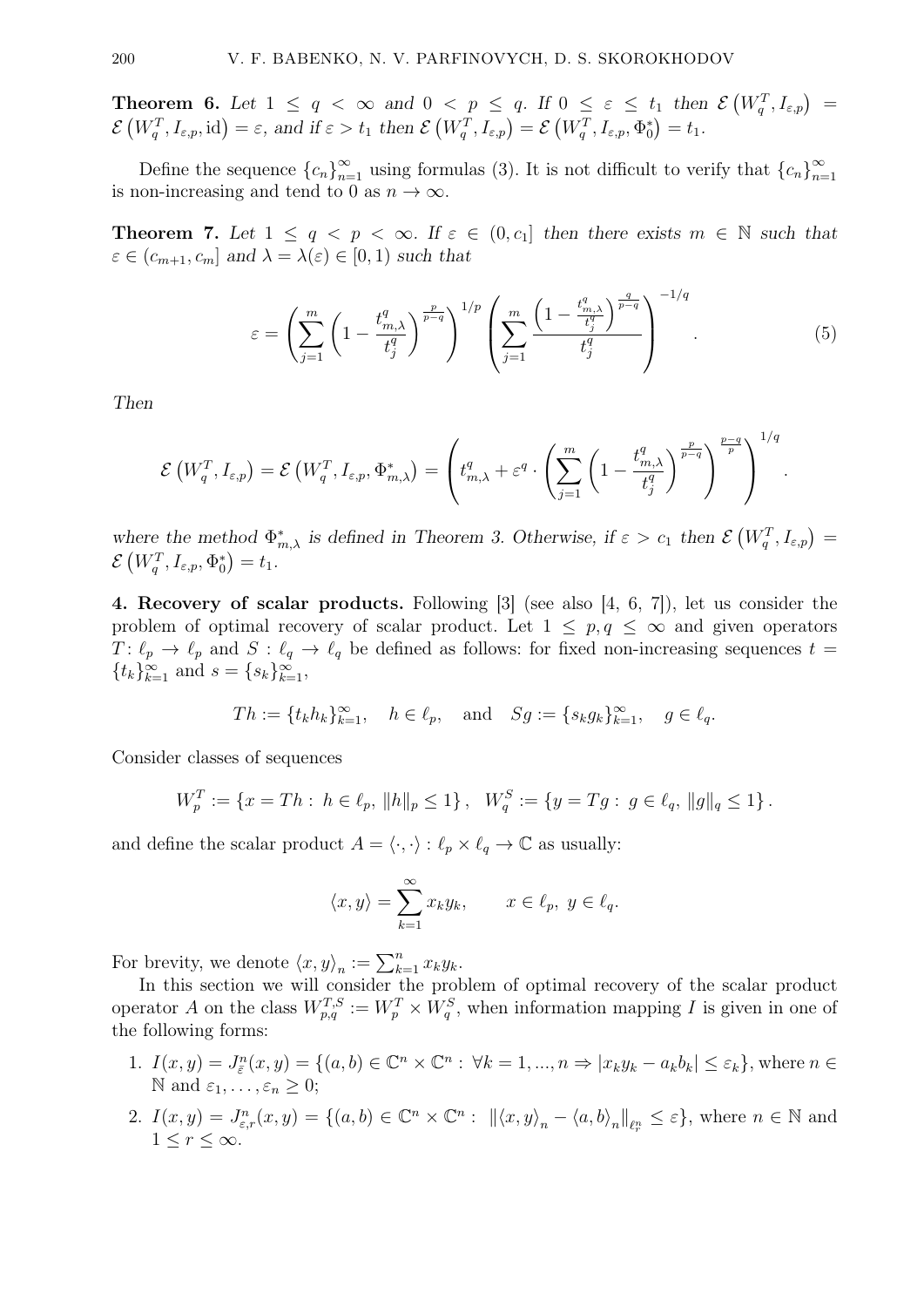**Theorem 6.** *Let $1 \le q < \infty$ and $0 < p \le q$. If $0 \le \varepsilon \le t_1$ then $\mathcal{E}\left(W_q^T, I_{\varepsilon,p}\right) = \mathcal{E}\left(W_q^T, I_{\varepsilon,p}, \mathrm{id}\right) = \varepsilon$, and if $\varepsilon > t_1$ then $\mathcal{E}\left(W_q^T, I_{\varepsilon,p}\right) = \mathcal{E}\left(W_q^T, I_{\varepsilon,p}, \Phi_0^*\right) = t_1$.*

Define the sequence $\{c_n\}_{n=1}^\infty$ using formulas (3). It is not difficult to verify that $\{c_n\}_{n=1}^\infty$ is non-increasing and tend to 0 as $n \to \infty$.

**Theorem 7.** *Let $1 \le q < p < \infty$. If $\varepsilon \in (0, c_1]$ then there exists $m \in \mathbb{N}$ such that $\varepsilon \in (c_{m+1}, c_m]$ and $\lambda = \lambda(\varepsilon) \in [0, 1)$ such that*

$$\varepsilon = \left( \sum_{j=1}^m \left( 1 - \frac{t_{m,\lambda}^q}{t_j^q} \right)^{\frac{p}{p-q}} \right)^{1/p} \left( \sum_{j=1}^m \frac{\left( 1 - \frac{t_{m,\lambda}^q}{t_j^q} \right)^{\frac{q}{p-q}}}{t_j^q} \right)^{-1/q}. \tag{5}$$

*Then*

$$\mathcal{E}\left(W_q^T, I_{\varepsilon,p}\right) = \mathcal{E}\left(W_q^T, I_{\varepsilon,p}, \Phi_{m,\lambda}^*\right) = \left( t_{m,\lambda}^q + \varepsilon^q \cdot \left( \sum_{j=1}^m \left( 1 - \frac{t_{m,\lambda}^q}{t_j^q} \right)^{\frac{p}{p-q}} \right)^{\frac{p-q}{p}} \right)^{1/q}.$$

*where the method $\Phi_{m,\lambda}^*$ is defined in Theorem 3. Otherwise, if $\varepsilon > c_1$ then $\mathcal{E}\left(W_q^T, I_{\varepsilon,p}\right) = \mathcal{E}\left(W_q^T, I_{\varepsilon,p}, \Phi_0^*\right) = t_1$.*

**4. Recovery of scalar products.** Following [3] (see also [4, 6, 7]), let us consider the problem of optimal recovery of scalar product. Let $1 \le p, q \le \infty$ and given operators $T : \ell_p \to \ell_p$ and $S : \ell_q \to \ell_q$ be defined as follows: for fixed non-increasing sequences $t = \{t_k\}_{k=1}^\infty$ and $s = \{s_k\}_{k=1}^\infty$,

$$Th := \{t_k h_k\}_{k=1}^\infty, \quad h \in \ell_p, \quad \text{and} \quad Sg := \{s_k g_k\}_{k=1}^\infty, \quad g \in \ell_q.$$

Consider classes of sequences

$$W_p^T := \{x = Th : \ h \in \ell_p, \ \|h\|_p \le 1\}, \quad W_q^S := \{y = Tg : \ g \in \ell_q, \ \|g\|_q \le 1\}.$$

and define the scalar product $A = \langle \cdot, \cdot \rangle : \ell_p \times \ell_q \to \mathbb{C}$ as usually:

$$\langle x, y \rangle = \sum_{k=1}^\infty x_k y_k, \qquad x \in \ell_p, \ y \in \ell_q.$$

For brevity, we denote $\langle x, y \rangle_n := \sum_{k=1}^n x_k y_k$.

In this section we will consider the problem of optimal recovery of the scalar product operator $A$ on the class $W_{p,q}^{T,S} := W_p^T \times W_q^S$, when information mapping $I$ is given in one of the following forms:

1. $I(x, y) = J_{\bar{\varepsilon}}^n(x, y) = \{(a, b) \in \mathbb{C}^n \times \mathbb{C}^n : \ \forall k = 1, ..., n \Rightarrow |x_k y_k - a_k b_k| \le \varepsilon_k\}$, where $n \in \mathbb{N}$ and $\varepsilon_1, \ldots, \varepsilon_n \ge 0$;
2. $I(x, y) = J_{\varepsilon,r}^n(x, y) = \{(a, b) \in \mathbb{C}^n \times \mathbb{C}^n : \ \|\langle x, y \rangle_n - \langle a, b \rangle_n\|_{\ell_r^n} \le \varepsilon\}$, where $n \in \mathbb{N}$ and $1 \le r \le \infty$.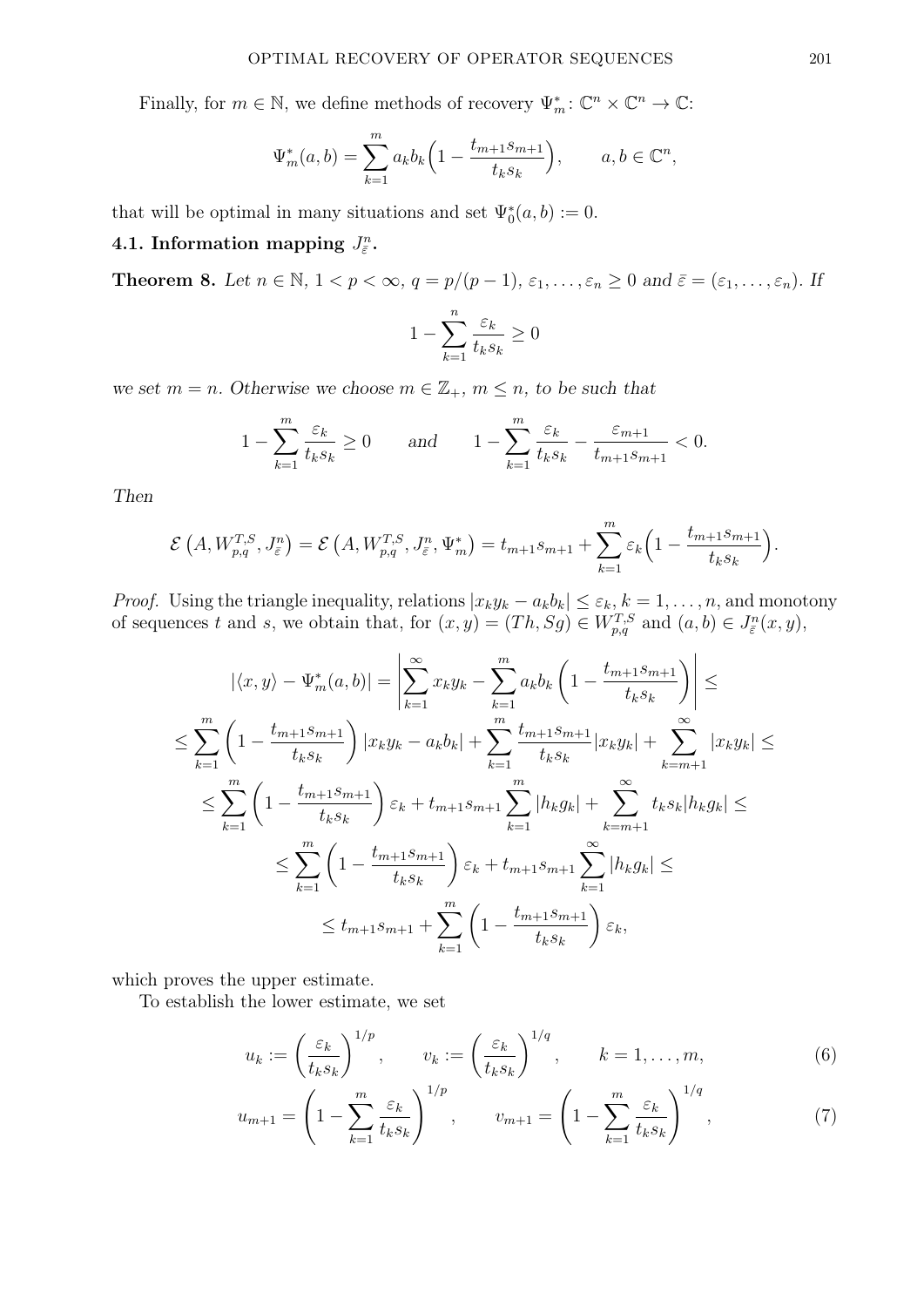Finally, for $m \in \mathbb{N}$, we define methods of recovery $\Psi_m^* \colon \mathbb{C}^n \times \mathbb{C}^n \to \mathbb{C}$:

$$\Psi_m^*(a,b) = \sum_{k=1}^m a_k b_k \Big(1 - \frac{t_{m+1}s_{m+1}}{t_k s_k}\Big), \qquad a, b \in \mathbb{C}^n,$$

that will be optimal in many situations and set $\Psi_0^*(a,b) := 0$.

### 4.1. Information mapping $J_{\bar\varepsilon}^n$.

**Theorem 8.** *Let $n \in \mathbb{N}$, $1 < p < \infty$, $q = p/(p-1)$, $\varepsilon_1, \dots, \varepsilon_n \geq 0$ and $\bar\varepsilon = (\varepsilon_1, \dots, \varepsilon_n)$. If*

$$1 - \sum_{k=1}^n \frac{\varepsilon_k}{t_k s_k} \geq 0$$

*we set $m = n$. Otherwise we choose $m \in \mathbb{Z}_+$, $m \leq n$, to be such that*

$$1 - \sum_{k=1}^m \frac{\varepsilon_k}{t_k s_k} \geq 0 \qquad \text{and} \qquad 1 - \sum_{k=1}^m \frac{\varepsilon_k}{t_k s_k} - \frac{\varepsilon_{m+1}}{t_{m+1}s_{m+1}} < 0.$$

*Then*

$$\mathcal{E}\left(A, W_{p,q}^{T,S}, J_{\bar\varepsilon}^n\right) = \mathcal{E}\left(A, W_{p,q}^{T,S}, J_{\bar\varepsilon}^n, \Psi_m^*\right) = t_{m+1}s_{m+1} + \sum_{k=1}^m \varepsilon_k \Big(1 - \frac{t_{m+1}s_{m+1}}{t_k s_k}\Big).$$

*Proof.* Using the triangle inequality, relations $|x_k y_k - a_k b_k| \leq \varepsilon_k$, $k = 1, \dots, n$, and monotony of sequences $t$ and $s$, we obtain that, for $(x, y) = (Th, Sg) \in W_{p,q}^{T,S}$ and $(a,b) \in J_{\bar\varepsilon}^n(x,y)$,

$$\begin{aligned}
|\langle x, y\rangle - \Psi_m^*(a,b)| &= \left| \sum_{k=1}^\infty x_k y_k - \sum_{k=1}^m a_k b_k \left(1 - \frac{t_{m+1}s_{m+1}}{t_k s_k}\right)\right| \leq \\
&\leq \sum_{k=1}^m \left(1 - \frac{t_{m+1}s_{m+1}}{t_k s_k}\right)|x_k y_k - a_k b_k| + \sum_{k=1}^m \frac{t_{m+1}s_{m+1}}{t_k s_k}|x_k y_k| + \sum_{k=m+1}^\infty |x_k y_k| \leq \\
&\leq \sum_{k=1}^m \left(1 - \frac{t_{m+1}s_{m+1}}{t_k s_k}\right)\varepsilon_k + t_{m+1}s_{m+1}\sum_{k=1}^m |h_k g_k| + \sum_{k=m+1}^\infty t_k s_k |h_k g_k| \leq \\
&\leq \sum_{k=1}^m \left(1 - \frac{t_{m+1}s_{m+1}}{t_k s_k}\right)\varepsilon_k + t_{m+1}s_{m+1}\sum_{k=1}^\infty |h_k g_k| \leq \\
&\leq t_{m+1}s_{m+1} + \sum_{k=1}^m \left(1 - \frac{t_{m+1}s_{m+1}}{t_k s_k}\right)\varepsilon_k,
\end{aligned}$$

which proves the upper estimate.

To establish the lower estimate, we set

$$u_k := \left(\frac{\varepsilon_k}{t_k s_k}\right)^{1/p}, \qquad v_k := \left(\frac{\varepsilon_k}{t_k s_k}\right)^{1/q}, \qquad k = 1, \dots, m, \tag{6}$$

$$u_{m+1} = \left(1 - \sum_{k=1}^m \frac{\varepsilon_k}{t_k s_k}\right)^{1/p}, \qquad v_{m+1} = \left(1 - \sum_{k=1}^m \frac{\varepsilon_k}{t_k s_k}\right)^{1/q}, \tag{7}$$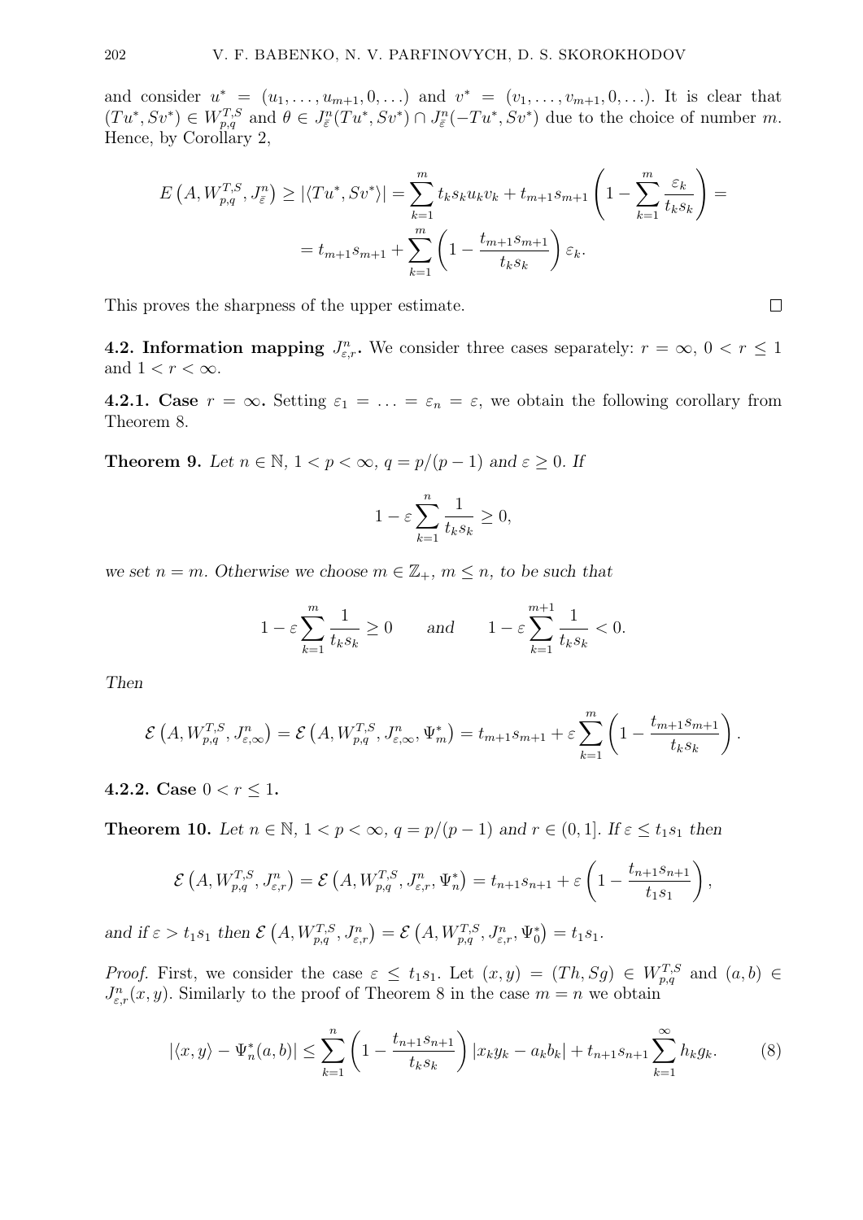and consider $u^* = (u_1, \ldots, u_{m+1}, 0, \ldots)$ and $v^* = (v_1, \ldots, v_{m+1}, 0, \ldots)$. It is clear that $(Tu^*, Sv^*) \in W^{T,S}_{p,q}$ and $\theta \in J^n_{\bar{\varepsilon}}(Tu^*, Sv^*) \cap J^n_{\bar{\varepsilon}}(-Tu^*, Sv^*)$ due to the choice of number $m$. Hence, by Corollary 2,

$$E\left(A, W^{T,S}_{p,q}, J^n_{\bar{\varepsilon}}\right) \geq |\langle Tu^*, Sv^* \rangle| = \sum_{k=1}^{m} t_k s_k u_k v_k + t_{m+1} s_{m+1} \left(1 - \sum_{k=1}^{m} \frac{\varepsilon_k}{t_k s_k}\right) =$$
$$= t_{m+1} s_{m+1} + \sum_{k=1}^{m} \left(1 - \frac{t_{m+1} s_{m+1}}{t_k s_k}\right) \varepsilon_k.$$

This proves the sharpness of the upper estimate. □

**4.2. Information mapping $J^n_{\varepsilon,r}$.** We consider three cases separately: $r = \infty$, $0 < r \leq 1$ and $1 < r < \infty$.

**4.2.1. Case $r = \infty$.** Setting $\varepsilon_1 = \ldots = \varepsilon_n = \varepsilon$, we obtain the following corollary from Theorem 8.

**Theorem 9.** *Let $n \in \mathbb{N}$, $1 < p < \infty$, $q = p/(p-1)$ and $\varepsilon \geq 0$. If*

$$1 - \varepsilon \sum_{k=1}^{n} \frac{1}{t_k s_k} \geq 0,$$

*we set $n = m$. Otherwise we choose $m \in \mathbb{Z}_+$, $m \leq n$, to be such that*

$$1 - \varepsilon \sum_{k=1}^{m} \frac{1}{t_k s_k} \geq 0 \qquad \text{and} \qquad 1 - \varepsilon \sum_{k=1}^{m+1} \frac{1}{t_k s_k} < 0.$$

*Then*

$$\mathcal{E}\left(A, W^{T,S}_{p,q}, J^n_{\varepsilon,\infty}\right) = \mathcal{E}\left(A, W^{T,S}_{p,q}, J^n_{\varepsilon,\infty}, \Psi^*_m\right) = t_{m+1} s_{m+1} + \varepsilon \sum_{k=1}^{m} \left(1 - \frac{t_{m+1} s_{m+1}}{t_k s_k}\right).$$

**4.2.2. Case $0 < r \leq 1$.**

**Theorem 10.** *Let $n \in \mathbb{N}$, $1 < p < \infty$, $q = p/(p-1)$ and $r \in (0, 1]$. If $\varepsilon \leq t_1 s_1$ then*

$$\mathcal{E}\left(A, W^{T,S}_{p,q}, J^n_{\varepsilon,r}\right) = \mathcal{E}\left(A, W^{T,S}_{p,q}, J^n_{\varepsilon,r}, \Psi^*_n\right) = t_{n+1} s_{n+1} + \varepsilon \left(1 - \frac{t_{n+1} s_{n+1}}{t_1 s_1}\right),$$

*and if $\varepsilon > t_1 s_1$ then $\mathcal{E}\left(A, W^{T,S}_{p,q}, J^n_{\varepsilon,r}\right) = \mathcal{E}\left(A, W^{T,S}_{p,q}, J^n_{\varepsilon,r}, \Psi^*_0\right) = t_1 s_1$.*

*Proof.* First, we consider the case $\varepsilon \leq t_1 s_1$. Let $(x, y) = (Th, Sg) \in W^{T,S}_{p,q}$ and $(a, b) \in J^n_{\varepsilon,r}(x, y)$. Similarly to the proof of Theorem 8 in the case $m = n$ we obtain

$$|\langle x, y \rangle - \Psi^*_n(a, b)| \leq \sum_{k=1}^{n} \left(1 - \frac{t_{n+1} s_{n+1}}{t_k s_k}\right) |x_k y_k - a_k b_k| + t_{n+1} s_{n+1} \sum_{k=1}^{\infty} h_k g_k. \tag{8}$$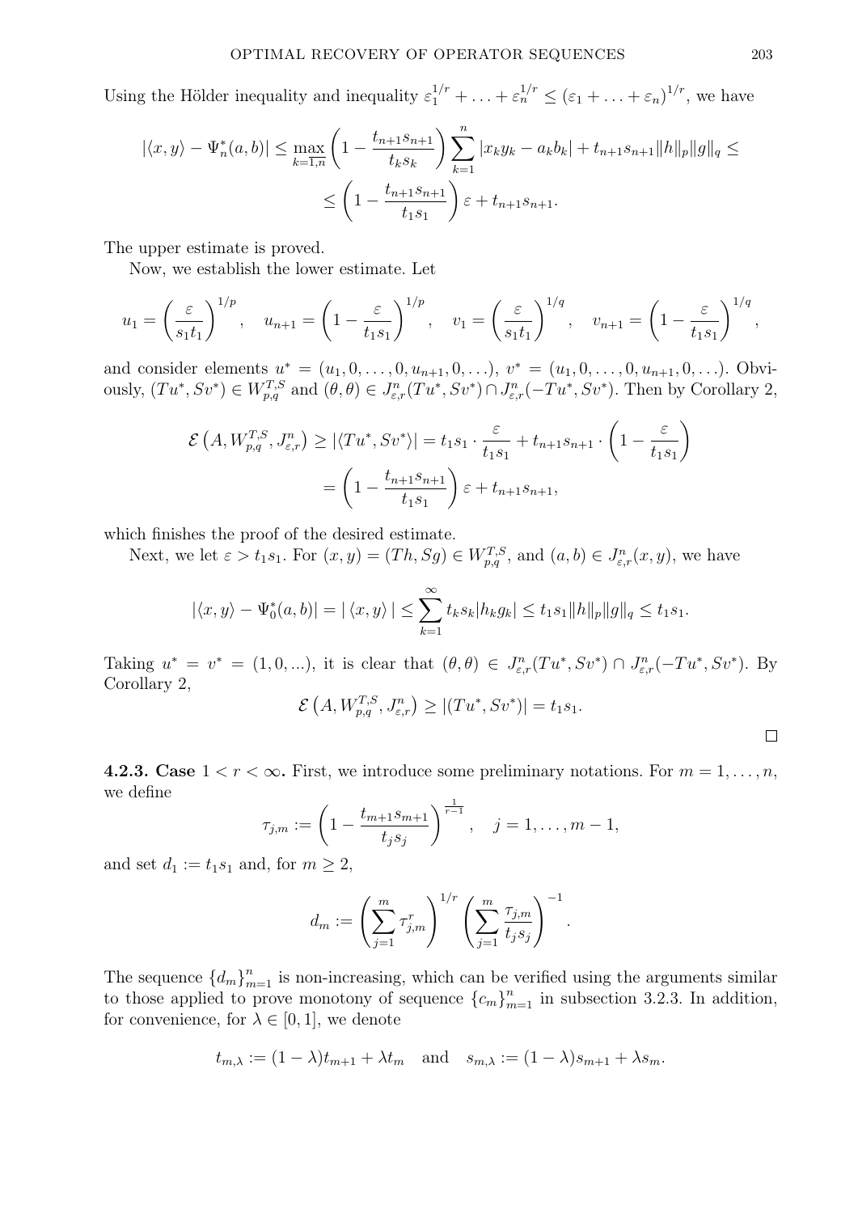Using the Hölder inequality and inequality $\varepsilon_1^{1/r} + \ldots + \varepsilon_n^{1/r} \le (\varepsilon_1 + \ldots + \varepsilon_n)^{1/r}$, we have

$$|\langle x, y\rangle - \Psi_n^*(a,b)| \le \max_{k=\overline{1,n}} \left(1 - \frac{t_{n+1}s_{n+1}}{t_k s_k}\right) \sum_{k=1}^{n} |x_k y_k - a_k b_k| + t_{n+1}s_{n+1}\|h\|_p \|g\|_q \le$$
$$\le \left(1 - \frac{t_{n+1}s_{n+1}}{t_1 s_1}\right)\varepsilon + t_{n+1}s_{n+1}.$$

The upper estimate is proved.

Now, we establish the lower estimate. Let

$$u_1 = \left(\frac{\varepsilon}{s_1 t_1}\right)^{1/p}, \quad u_{n+1} = \left(1 - \frac{\varepsilon}{t_1 s_1}\right)^{1/p}, \quad v_1 = \left(\frac{\varepsilon}{s_1 t_1}\right)^{1/q}, \quad v_{n+1} = \left(1 - \frac{\varepsilon}{t_1 s_1}\right)^{1/q},$$

and consider elements $u^* = (u_1, 0, \ldots, 0, u_{n+1}, 0, \ldots)$, $v^* = (u_1, 0, \ldots, 0, u_{n+1}, 0, \ldots)$. Obviously, $(Tu^*, Sv^*) \in W_{p,q}^{T,S}$ and $(\theta,\theta) \in J_{\varepsilon,r}^n(Tu^*, Sv^*) \cap J_{\varepsilon,r}^n(-Tu^*, Sv^*)$. Then by Corollary 2,

$$\mathcal{E}\left(A, W_{p,q}^{T,S}, J_{\varepsilon,r}^n\right) \ge |\langle Tu^*, Sv^*\rangle| = t_1 s_1 \cdot \frac{\varepsilon}{t_1 s_1} + t_{n+1}s_{n+1} \cdot \left(1 - \frac{\varepsilon}{t_1 s_1}\right)$$
$$= \left(1 - \frac{t_{n+1}s_{n+1}}{t_1 s_1}\right)\varepsilon + t_{n+1}s_{n+1},$$

which finishes the proof of the desired estimate.

Next, we let $\varepsilon > t_1 s_1$. For $(x,y) = (Th, Sg) \in W_{p,q}^{T,S}$, and $(a,b) \in J_{\varepsilon,r}^n(x,y)$, we have

$$|\langle x, y\rangle - \Psi_0^*(a,b)| = |\langle x, y\rangle| \le \sum_{k=1}^{\infty} t_k s_k |h_k g_k| \le t_1 s_1 \|h\|_p \|g\|_q \le t_1 s_1.$$

Taking $u^* = v^* = (1, 0, \ldots)$, it is clear that $(\theta,\theta) \in J_{\varepsilon,r}^n(Tu^*, Sv^*) \cap J_{\varepsilon,r}^n(-Tu^*, Sv^*)$. By Corollary 2,

$$\mathcal{E}\left(A, W_{p,q}^{T,S}, J_{\varepsilon,r}^n\right) \ge |(Tu^*, Sv^*)| = t_1 s_1.$$

□

**4.2.3. Case $1 < r < \infty$.** First, we introduce some preliminary notations. For $m = 1, \ldots, n$, we define

$$\tau_{j,m} := \left(1 - \frac{t_{m+1}s_{m+1}}{t_j s_j}\right)^{\frac{1}{r-1}}, \quad j = 1, \ldots, m-1,$$

and set $d_1 := t_1 s_1$ and, for $m \ge 2$,

$$d_m := \left(\sum_{j=1}^{m} \tau_{j,m}^r\right)^{1/r} \left(\sum_{j=1}^{m} \frac{\tau_{j,m}}{t_j s_j}\right)^{-1}.$$

The sequence $\{d_m\}_{m=1}^n$ is non-increasing, which can be verified using the arguments similar to those applied to prove monotony of sequence $\{c_m\}_{m=1}^n$ in subsection 3.2.3. In addition, for convenience, for $\lambda \in [0,1]$, we denote

$$t_{m,\lambda} := (1-\lambda)t_{m+1} + \lambda t_m \quad \text{and} \quad s_{m,\lambda} := (1-\lambda)s_{m+1} + \lambda s_m.$$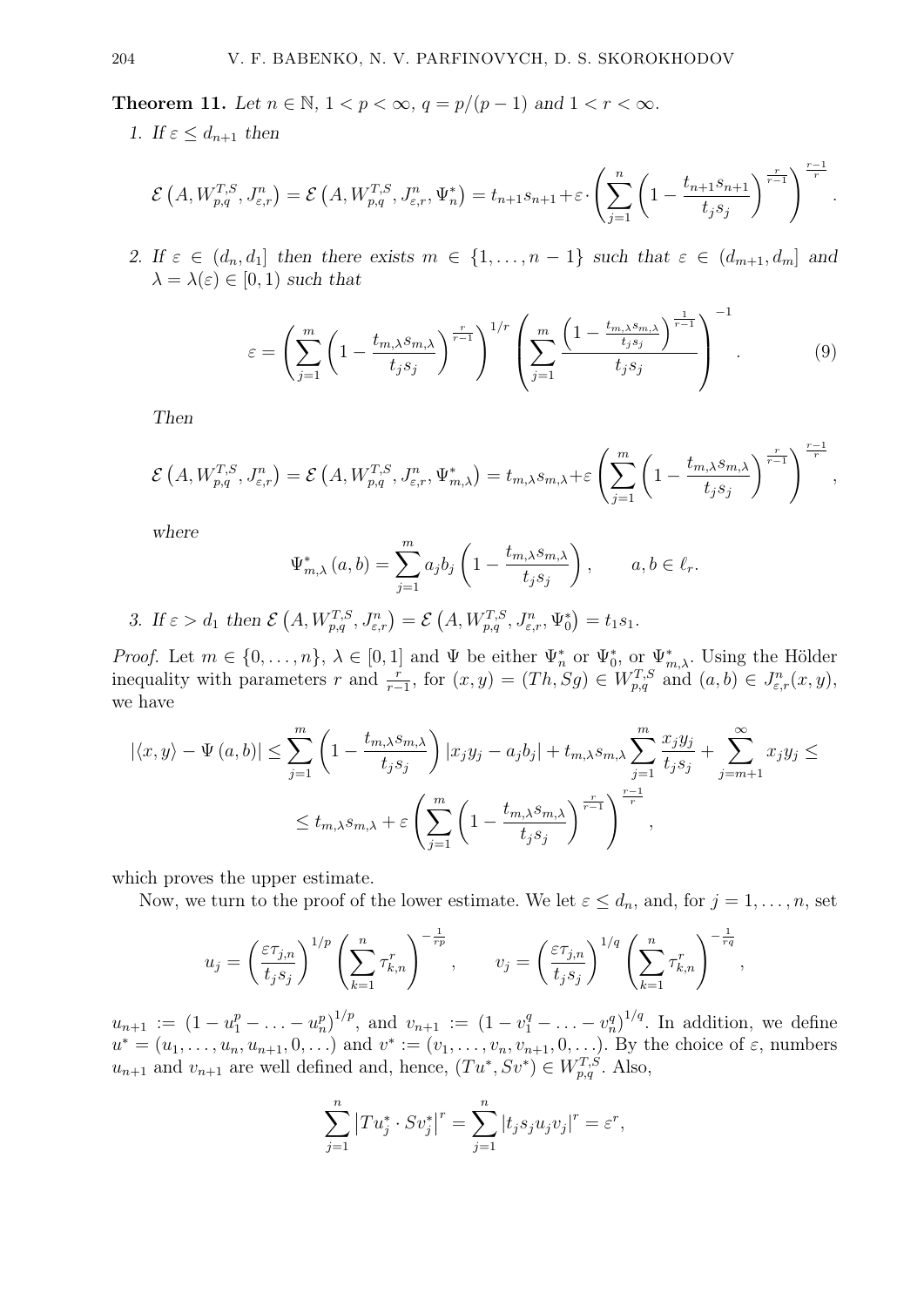**Theorem 11.** *Let $n \in \mathbb{N}$, $1 < p < \infty$, $q = p/(p-1)$ and $1 < r < \infty$.*

*1. If $\varepsilon \le d_{n+1}$ then*

$$\mathcal{E}\left(A, W_{p,q}^{T,S}, J_{\varepsilon,r}^n\right) = \mathcal{E}\left(A, W_{p,q}^{T,S}, J_{\varepsilon,r}^n, \Psi_n^*\right) = t_{n+1}s_{n+1} + \varepsilon \cdot \left(\sum_{j=1}^n \left(1 - \frac{t_{n+1}s_{n+1}}{t_j s_j}\right)^{\frac{r}{r-1}}\right)^{\frac{r-1}{r}}.$$

*2. If $\varepsilon \in (d_n, d_1]$ then there exists $m \in \{1, \ldots, n-1\}$ such that $\varepsilon \in (d_{m+1}, d_m]$ and $\lambda = \lambda(\varepsilon) \in [0,1)$ such that*

$$\varepsilon = \left(\sum_{j=1}^m \left(1 - \frac{t_{m,\lambda}s_{m,\lambda}}{t_j s_j}\right)^{\frac{r}{r-1}}\right)^{1/r} \left(\sum_{j=1}^m \frac{\left(1 - \frac{t_{m,\lambda}s_{m,\lambda}}{t_j s_j}\right)^{\frac{1}{r-1}}}{t_j s_j}\right)^{-1}. \tag{9}$$

*Then*

$$\mathcal{E}\left(A, W_{p,q}^{T,S}, J_{\varepsilon,r}^n\right) = \mathcal{E}\left(A, W_{p,q}^{T,S}, J_{\varepsilon,r}^n, \Psi_{m,\lambda}^*\right) = t_{m,\lambda}s_{m,\lambda} + \varepsilon \left(\sum_{j=1}^m \left(1 - \frac{t_{m,\lambda}s_{m,\lambda}}{t_j s_j}\right)^{\frac{r}{r-1}}\right)^{\frac{r-1}{r}},$$

*where*

$$\Psi_{m,\lambda}^*(a,b) = \sum_{j=1}^m a_j b_j \left(1 - \frac{t_{m,\lambda}s_{m,\lambda}}{t_j s_j}\right), \qquad a, b \in \ell_r.$$

*3. If $\varepsilon > d_1$ then $\mathcal{E}\left(A, W_{p,q}^{T,S}, J_{\varepsilon,r}^n\right) = \mathcal{E}\left(A, W_{p,q}^{T,S}, J_{\varepsilon,r}^n, \Psi_0^*\right) = t_1 s_1$.*

*Proof.* Let $m \in \{0, \ldots, n\}$, $\lambda \in [0,1]$ and $\Psi$ be either $\Psi_n^*$ or $\Psi_0^*$, or $\Psi_{m,\lambda}^*$. Using the Hölder inequality with parameters $r$ and $\frac{r}{r-1}$, for $(x,y) = (Th, Sg) \in W_{p,q}^{T,S}$ and $(a,b) \in J_{\varepsilon,r}^n(x,y)$, we have

$$|\langle x, y\rangle - \Psi(a,b)| \le \sum_{j=1}^m \left(1 - \frac{t_{m,\lambda}s_{m,\lambda}}{t_j s_j}\right)|x_j y_j - a_j b_j| + t_{m,\lambda}s_{m,\lambda}\sum_{j=1}^m \frac{x_j y_j}{t_j s_j} + \sum_{j=m+1}^\infty x_j y_j \le$$

$$\le t_{m,\lambda}s_{m,\lambda} + \varepsilon \left(\sum_{j=1}^m \left(1 - \frac{t_{m,\lambda}s_{m,\lambda}}{t_j s_j}\right)^{\frac{r}{r-1}}\right)^{\frac{r-1}{r}},$$

which proves the upper estimate.

Now, we turn to the proof of the lower estimate. We let $\varepsilon \le d_n$, and, for $j = 1, \ldots, n$, set

$$u_j = \left(\frac{\varepsilon \tau_{j,n}}{t_j s_j}\right)^{1/p} \left(\sum_{k=1}^n \tau_{k,n}^r\right)^{-\frac{1}{rp}}, \qquad v_j = \left(\frac{\varepsilon \tau_{j,n}}{t_j s_j}\right)^{1/q} \left(\sum_{k=1}^n \tau_{k,n}^r\right)^{-\frac{1}{rq}},$$

$u_{n+1} := (1 - u_1^p - \ldots - u_n^p)^{1/p}$, and $v_{n+1} := (1 - v_1^q - \ldots - v_n^q)^{1/q}$. In addition, we define $u^* = (u_1, \ldots, u_n, u_{n+1}, 0, \ldots)$ and $v^* := (v_1, \ldots, v_n, v_{n+1}, 0, \ldots)$. By the choice of $\varepsilon$, numbers $u_{n+1}$ and $v_{n+1}$ are well defined and, hence, $(Tu^*, Sv^*) \in W_{p,q}^{T,S}$. Also,

$$\sum_{j=1}^n \left|Tu_j^* \cdot Sv_j^*\right|^r = \sum_{j=1}^n |t_j s_j u_j v_j|^r = \varepsilon^r,$$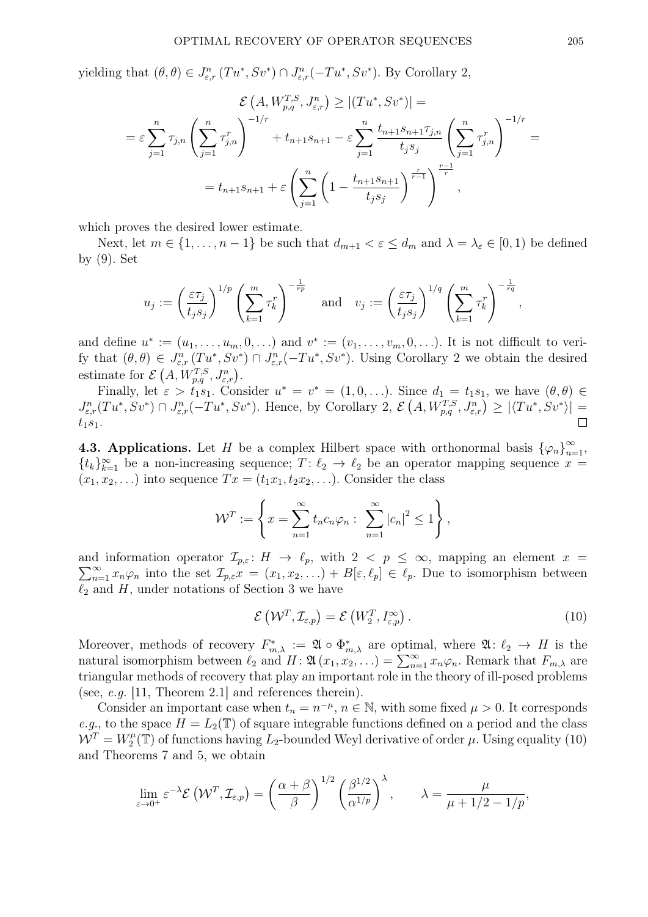yielding that $(\theta,\theta) \in J^n_{\varepsilon,r}(Tu^*, Sv^*) \cap J^n_{\varepsilon,r}(-Tu^*, Sv^*)$. By Corollary 2,

$$\mathcal{E}\left(A, W^{T,S}_{p,q}, J^n_{\varepsilon,r}\right) \geq |(Tu^*, Sv^*)| =$$

$$= \varepsilon \sum_{j=1}^{n} \tau_{j,n} \left(\sum_{j=1}^{n} \tau_{j,n}^r\right)^{-1/r} + t_{n+1}s_{n+1} - \varepsilon \sum_{j=1}^{n} \frac{t_{n+1}s_{n+1}\tau_{j,n}}{t_j s_j} \left(\sum_{j=1}^{n} \tau_{j,n}^r\right)^{-1/r} =$$

$$= t_{n+1}s_{n+1} + \varepsilon \left(\sum_{j=1}^{n} \left(1 - \frac{t_{n+1}s_{n+1}}{t_j s_j}\right)^{\frac{r}{r-1}}\right)^{\frac{r-1}{r}},$$

which proves the desired lower estimate.

Next, let $m \in \{1, \ldots, n-1\}$ be such that $d_{m+1} < \varepsilon \leq d_m$ and $\lambda = \lambda_\varepsilon \in [0, 1)$ be defined by (9). Set

$$u_j := \left(\frac{\varepsilon \tau_j}{t_j s_j}\right)^{1/p} \left(\sum_{k=1}^{m} \tau_k^r\right)^{-\frac{1}{rp}} \quad \text{and} \quad v_j := \left(\frac{\varepsilon \tau_j}{t_j s_j}\right)^{1/q} \left(\sum_{k=1}^{m} \tau_k^r\right)^{-\frac{1}{rq}},$$

and define $u^* := (u_1, \ldots, u_m, 0, \ldots)$ and $v^* := (v_1, \ldots, v_m, 0, \ldots)$. It is not difficult to verify that $(\theta,\theta) \in J^n_{\varepsilon,r}(Tu^*, Sv^*) \cap J^n_{\varepsilon,r}(-Tu^*, Sv^*)$. Using Corollary 2 we obtain the desired estimate for $\mathcal{E}\left(A, W^{T,S}_{p,q}, J^n_{\varepsilon,r}\right)$.

Finally, let $\varepsilon > t_1 s_1$. Consider $u^* = v^* = (1, 0, \ldots)$. Since $d_1 = t_1 s_1$, we have $(\theta,\theta) \in J^n_{\varepsilon,r}(Tu^*, Sv^*) \cap J^n_{\varepsilon,r}(-Tu^*, Sv^*)$. Hence, by Corollary 2, $\mathcal{E}\left(A, W^{T,S}_{p,q}, J^n_{\varepsilon,r}\right) \geq |\langle Tu^*, Sv^*\rangle| = t_1 s_1$. ∎

**4.3. Applications.** Let $H$ be a complex Hilbert space with orthonormal basis $\{\varphi_n\}_{n=1}^\infty$, $\{t_k\}_{k=1}^\infty$ be a non-increasing sequence; $T\colon \ell_2 \to \ell_2$ be an operator mapping sequence $x = (x_1, x_2, \ldots)$ into sequence $Tx = (t_1 x_1, t_2 x_2, \ldots)$. Consider the class

$$\mathcal{W}^T := \left\{x = \sum_{n=1}^{\infty} t_n c_n \varphi_n : \ \sum_{n=1}^{\infty} |c_n|^2 \leq 1\right\},$$

and information operator $\mathcal{I}_{p,\varepsilon}\colon H \to \ell_p$, with $2 < p \leq \infty$, mapping an element $x = \sum_{n=1}^\infty x_n \varphi_n$ into the set $\mathcal{I}_{p,\varepsilon} x = (x_1, x_2, \ldots) + B[\varepsilon, \ell_p] \in \ell_p$. Due to isomorphism between $\ell_2$ and $H$, under notations of Section 3 we have

$$\mathcal{E}\left(\mathcal{W}^T, \mathcal{I}_{\varepsilon,p}\right) = \mathcal{E}\left(W_2^T, I^\infty_{\varepsilon,p}\right). \tag{10}$$

Moreover, methods of recovery $F^*_{m,\lambda} := \mathfrak{A} \circ \Phi^*_{m,\lambda}$ are optimal, where $\mathfrak{A}\colon \ell_2 \to H$ is the natural isomorphism between $\ell_2$ and $H$: $\mathfrak{A}(x_1, x_2, \ldots) = \sum_{n=1}^\infty x_n \varphi_n$. Remark that $F_{m,\lambda}$ are triangular methods of recovery that play an important role in the theory of ill-posed problems (see, *e.g.* [11, Theorem 2.1] and references therein).

Consider an important case when $t_n = n^{-\mu}$, $n \in \mathbb{N}$, with some fixed $\mu > 0$. It corresponds *e.g.*, to the space $H = L_2(\mathbb{T})$ of square integrable functions defined on a period and the class $\mathcal{W}^T = W_2^\mu(\mathbb{T})$ of functions having $L_2$-bounded Weyl derivative of order $\mu$. Using equality (10) and Theorems 7 and 5, we obtain

$$\lim_{\varepsilon \to 0^+} \varepsilon^{-\lambda} \mathcal{E}\left(\mathcal{W}^T, \mathcal{I}_{\varepsilon,p}\right) = \left(\frac{\alpha+\beta}{\beta}\right)^{1/2} \left(\frac{\beta^{1/2}}{\alpha^{1/p}}\right)^{\lambda}, \qquad \lambda = \frac{\mu}{\mu + 1/2 - 1/p},$$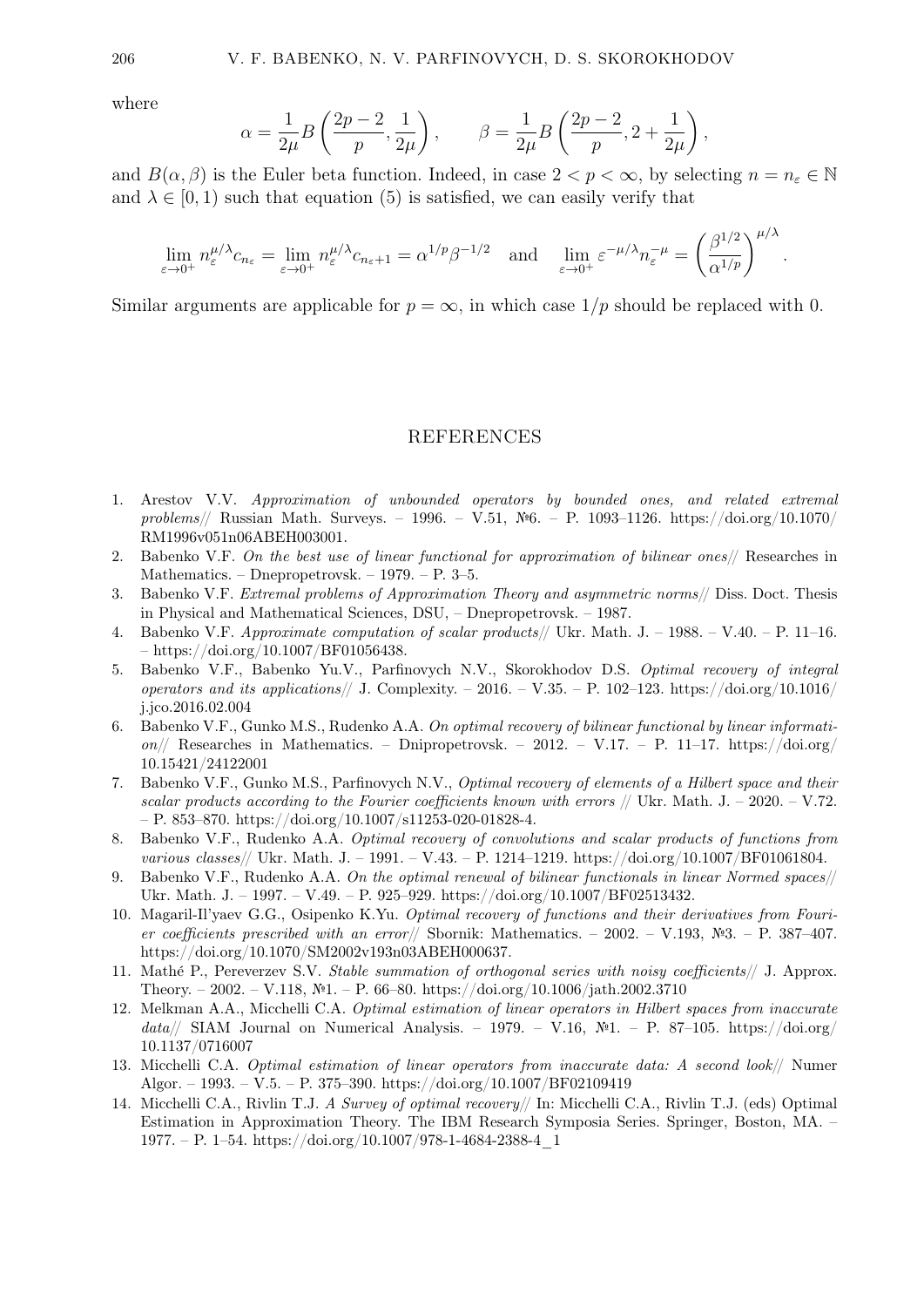where

$$\alpha = \frac{1}{2\mu} B\left(\frac{2p-2}{p}, \frac{1}{2\mu}\right), \qquad \beta = \frac{1}{2\mu} B\left(\frac{2p-2}{p}, 2 + \frac{1}{2\mu}\right),$$

and $B(\alpha, \beta)$ is the Euler beta function. Indeed, in case $2 < p < \infty$, by selecting $n = n_\varepsilon \in \mathbb{N}$ and $\lambda \in [0, 1)$ such that equation (5) is satisfied, we can easily verify that

$$\lim_{\varepsilon \to 0^+} n_\varepsilon^{\mu/\lambda} c_{n_\varepsilon} = \lim_{\varepsilon \to 0^+} n_\varepsilon^{\mu/\lambda} c_{n_\varepsilon + 1} = \alpha^{1/p} \beta^{-1/2} \quad \text{and} \quad \lim_{\varepsilon \to 0^+} \varepsilon^{-\mu/\lambda} n_\varepsilon^{-\mu} = \left(\frac{\beta^{1/2}}{\alpha^{1/p}}\right)^{\mu/\lambda}.$$

Similar arguments are applicable for $p = \infty$, in which case $1/p$ should be replaced with 0.

## REFERENCES

1. Arestov V.V. *Approximation of unbounded operators by bounded ones, and related extremal problems*// Russian Math. Surveys. – 1996. – V.51, №6. – P. 1093–1126. https://doi.org/10.1070/RM1996v051n06ABEH003001.
2. Babenko V.F. *On the best use of linear functional for approximation of bilinear ones*// Researches in Mathematics. – Dnepropetrovsk. – 1979. – P. 3–5.
3. Babenko V.F. *Extremal problems of Approximation Theory and asymmetric norms*// Diss. Doct. Thesis in Physical and Mathematical Sciences, DSU, – Dnepropetrovsk. – 1987.
4. Babenko V.F. *Approximate computation of scalar products*// Ukr. Math. J. – 1988. – V.40. – P. 11–16. – https://doi.org/10.1007/BF01056438.
5. Babenko V.F., Babenko Yu.V., Parfinovych N.V., Skorokhodov D.S. *Optimal recovery of integral operators and its applications*// J. Complexity. – 2016. – V.35. – P. 102–123. https://doi.org/10.1016/j.jco.2016.02.004
6. Babenko V.F., Gunko M.S., Rudenko A.A. *On optimal recovery of bilinear functional by linear information*// Researches in Mathematics. – Dnipropetrovsk. – 2012. – V.17. – P. 11–17. https://doi.org/10.15421/24122001
7. Babenko V.F., Gunko M.S., Parfinovych N.V., *Optimal recovery of elements of a Hilbert space and their scalar products according to the Fourier coefficients known with errors* // Ukr. Math. J. – 2020. – V.72. – P. 853–870. https://doi.org/10.1007/s11253-020-01828-4.
8. Babenko V.F., Rudenko A.A. *Optimal recovery of convolutions and scalar products of functions from various classes*// Ukr. Math. J. – 1991. – V.43. – P. 1214–1219. https://doi.org/10.1007/BF01061804.
9. Babenko V.F., Rudenko A.A. *On the optimal renewal of bilinear functionals in linear Normed spaces*// Ukr. Math. J. – 1997. – V.49. – P. 925–929. https://doi.org/10.1007/BF02513432.
10. Magaril-Il'yaev G.G., Osipenko K.Yu. *Optimal recovery of functions and their derivatives from Fourier coefficients prescribed with an error*// Sbornik: Mathematics. – 2002. – V.193, №3. – P. 387–407. https://doi.org/10.1070/SM2002v193n03ABEH000637.
11. Mathé P., Pereverzev S.V. *Stable summation of orthogonal series with noisy coefficients*// J. Approx. Theory. – 2002. – V.118, №1. – P. 66–80. https://doi.org/10.1006/jath.2002.3710
12. Melkman A.A., Micchelli C.A. *Optimal estimation of linear operators in Hilbert spaces from inaccurate data*// SIAM Journal on Numerical Analysis. – 1979. – V.16, №1. – P. 87–105. https://doi.org/10.1137/0716007
13. Micchelli C.A. *Optimal estimation of linear operators from inaccurate data: A second look*// Numer Algor. – 1993. – V.5. – P. 375–390. https://doi.org/10.1007/BF02109419
14. Micchelli C.A., Rivlin T.J. *A Survey of optimal recovery*// In: Micchelli C.A., Rivlin T.J. (eds) Optimal Estimation in Approximation Theory. The IBM Research Symposia Series. Springer, Boston, MA. – 1977. – P. 1–54. https://doi.org/10.1007/978-1-4684-2388-4_1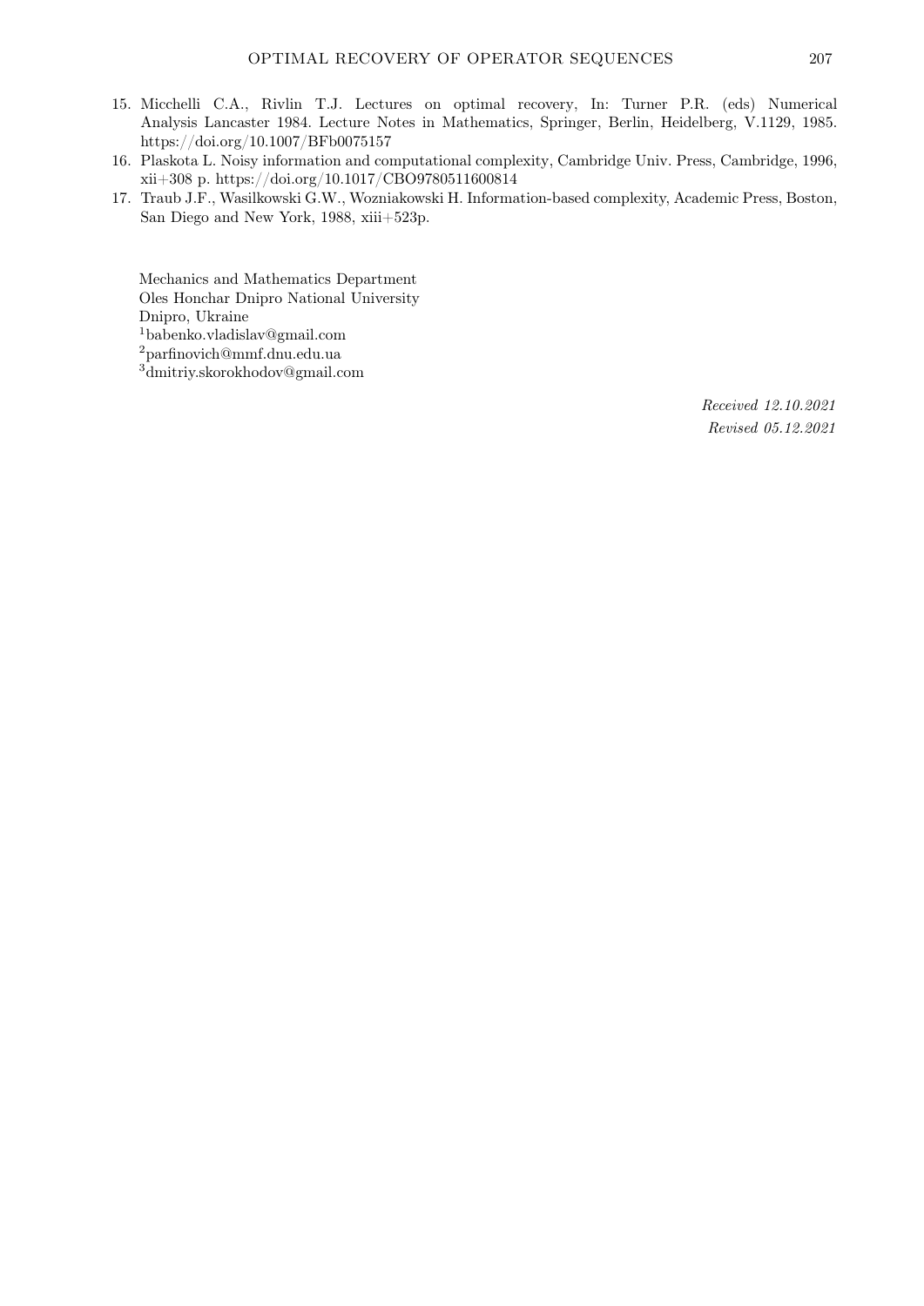15. Micchelli C.A., Rivlin T.J. Lectures on optimal recovery, In: Turner P.R. (eds) Numerical Analysis Lancaster 1984. Lecture Notes in Mathematics, Springer, Berlin, Heidelberg, V.1129, 1985. https://doi.org/10.1007/BFb0075157
16. Plaskota L. Noisy information and computational complexity, Cambridge Univ. Press, Cambridge, 1996, xii+308 p. https://doi.org/10.1017/CBO9780511600814
17. Traub J.F., Wasilkowski G.W., Wozniakowski H. Information-based complexity, Academic Press, Boston, San Diego and New York, 1988, xiii+523p.

Mechanics and Mathematics Department
Oles Honchar Dnipro National University
Dnipro, Ukraine
[1]babenko.vladislav@gmail.com
[2]parfinovich@mmf.dnu.edu.ua
[3]dmitriy.skorokhodov@gmail.com

*Received 12.10.2021*
*Revised 05.12.2021*